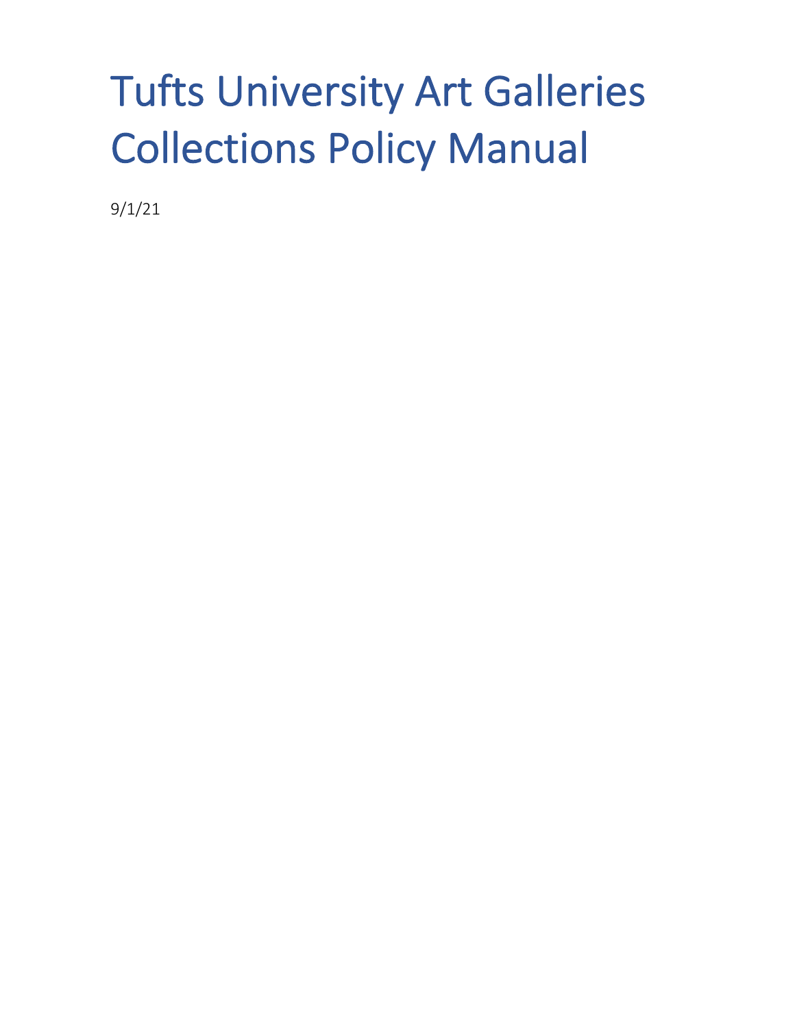# Tufts University Art Galleries Collections Policy Manual

9/1/21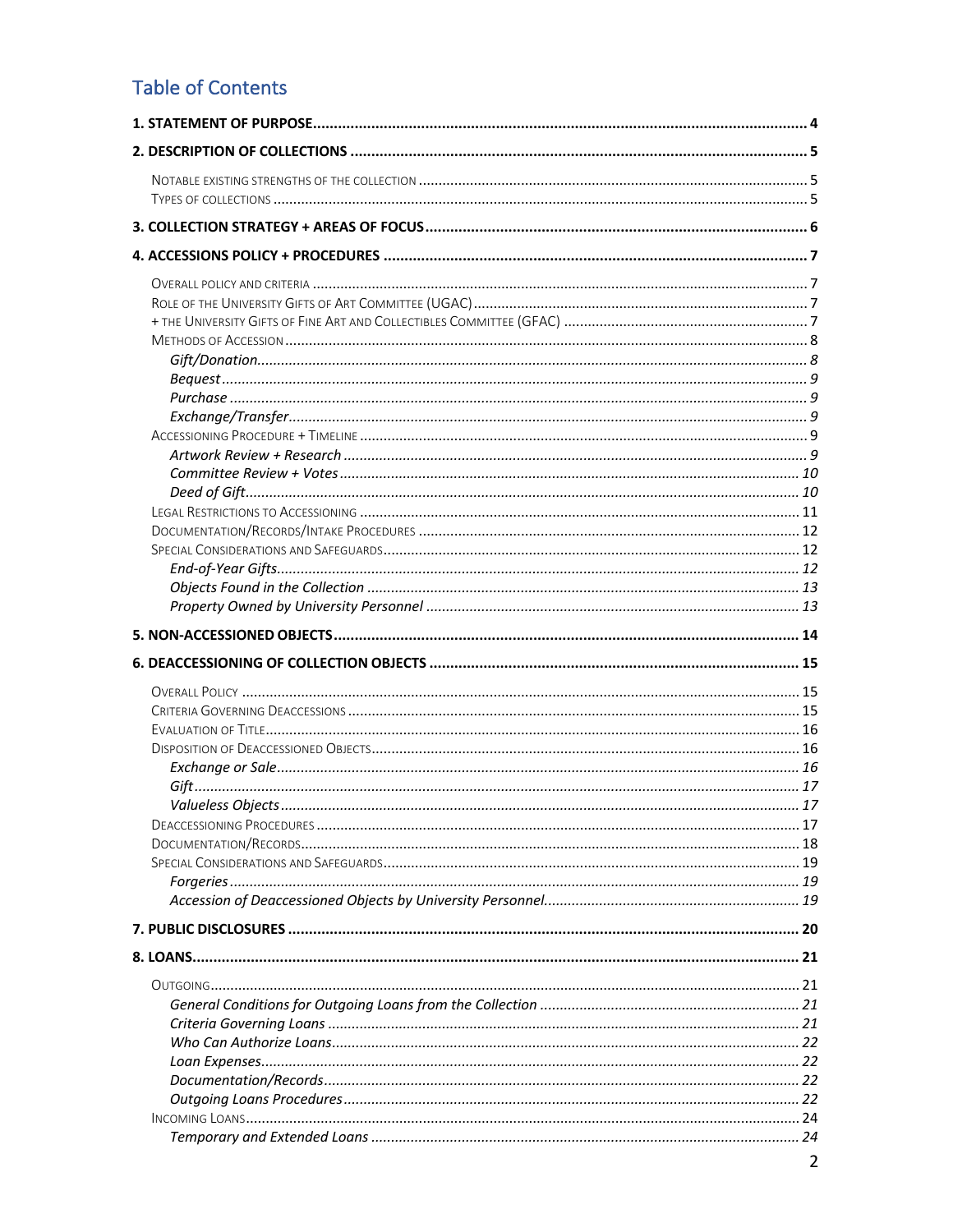## Table of Contents

**1. STATEMENT OF PURPOSE** .......... 4

**2. DESCRIPTION OF COLLECTIONS** .......... 5

- Notable existing strengths of the collection .......... 5
- Types of collections .......... 5

**3. COLLECTION STRATEGY + AREAS OF FOCUS** .......... 6

**4. ACCESSIONS POLICY + PROCEDURES** .......... 7

- Overall policy and criteria .......... 7
- Role of the University Gifts of Art Committee (UGAC) .......... 7
- + the University Gifts of Fine Art and Collectibles Committee (GFAC) .......... 7
- Methods of Accession .......... 8
  - *Gift/Donation* .......... 8
  - *Bequest* .......... 9
  - *Purchase* .......... 9
  - *Exchange/Transfer* .......... 9
- Accessioning Procedure + Timeline .......... 9
  - *Artwork Review + Research* .......... 9
  - *Committee Review + Votes* .......... 10
  - *Deed of Gift* .......... 10
- Legal Restrictions to Accessioning .......... 11
- Documentation/Records/Intake Procedures .......... 12
- Special Considerations and Safeguards .......... 12
  - *End-of-Year Gifts* .......... 12
  - *Objects Found in the Collection* .......... 13
  - *Property Owned by University Personnel* .......... 13

**5. NON-ACCESSIONED OBJECTS** .......... 14

**6. DEACCESSIONING OF COLLECTION OBJECTS** .......... 15

- Overall Policy .......... 15
- Criteria Governing Deaccessions .......... 15
- Evaluation of Title .......... 16
- Disposition of Deaccessioned Objects .......... 16
  - *Exchange or Sale* .......... 16
  - *Gift* .......... 17
  - *Valueless Objects* .......... 17
- Deaccessioning Procedures .......... 17
- Documentation/Records .......... 18
- Special Considerations and Safeguards .......... 19
  - *Forgeries* .......... 19
  - *Accession of Deaccessioned Objects by University Personnel* .......... 19

**7. PUBLIC DISCLOSURES** .......... 20

**8. LOANS** .......... 21

- Outgoing .......... 21
  - *General Conditions for Outgoing Loans from the Collection* .......... 21
  - *Criteria Governing Loans* .......... 21
  - *Who Can Authorize Loans* .......... 22
  - *Loan Expenses* .......... 22
  - *Documentation/Records* .......... 22
  - *Outgoing Loans Procedures* .......... 22
- Incoming Loans .......... 24
  - *Temporary and Extended Loans* .......... 24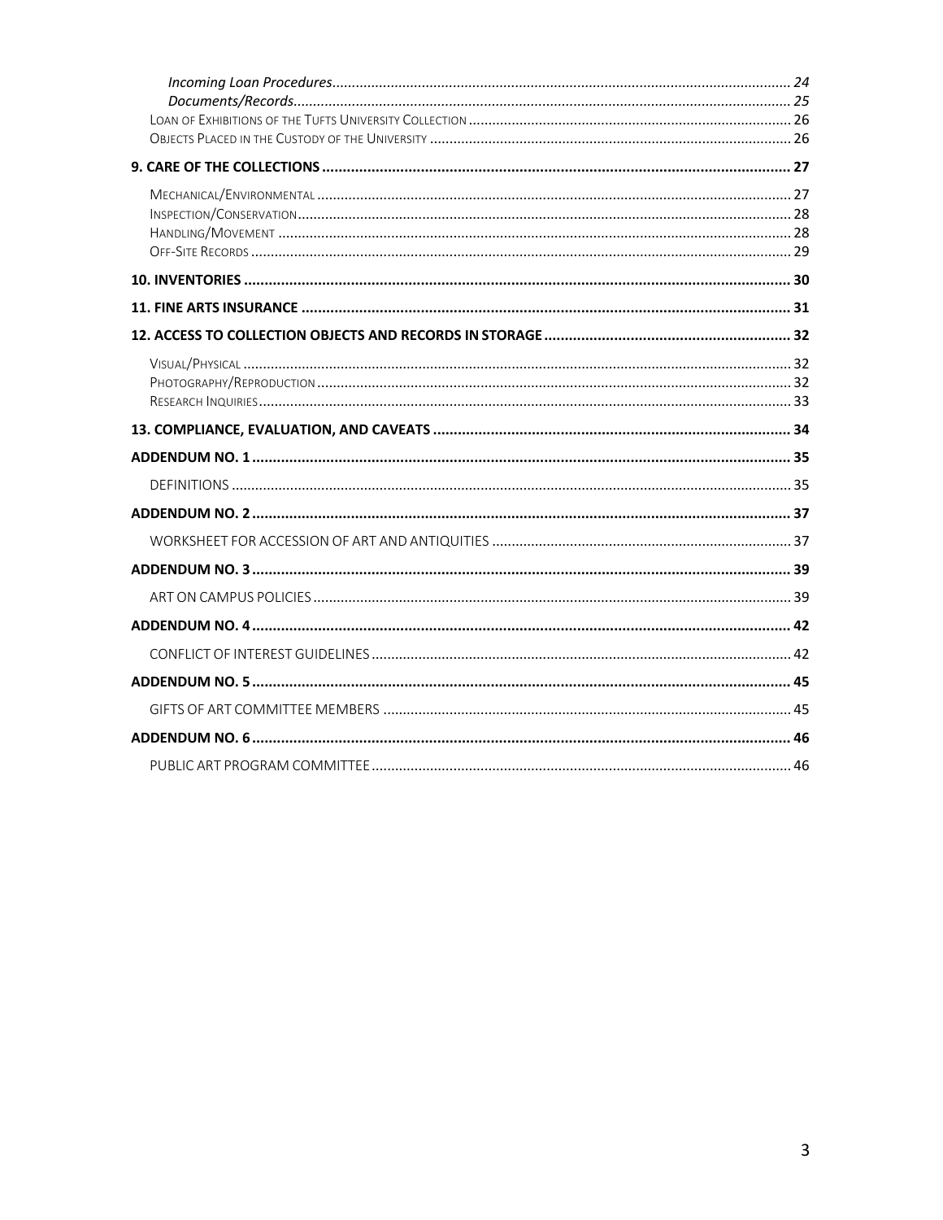*Incoming Loan Procedures* .................................................................................................................... 24
*Documents/Records* ............................................................................................................................. 25
Loan of Exhibitions of the Tufts University Collection .................................................................................. 26
Objects Placed in the Custody of the University ........................................................................................... 26

**9. CARE OF THE COLLECTIONS** .................................................................................................................. 27

Mechanical/Environmental ........................................................................................................................ 27
Inspection/Conservation ............................................................................................................................ 28
Handling/Movement .................................................................................................................................. 28
Off-Site Records ........................................................................................................................................ 29

**10. INVENTORIES** ..................................................................................................................................... 30

**11. FINE ARTS INSURANCE** ...................................................................................................................... 31

**12. ACCESS TO COLLECTION OBJECTS AND RECORDS IN STORAGE** ............................................................ 32

Visual/Physical ........................................................................................................................................... 32
Photography/Reproduction ........................................................................................................................ 32
Research Inquiries ...................................................................................................................................... 33

**13. COMPLIANCE, EVALUATION, AND CAVEATS** ....................................................................................... 34

**ADDENDUM NO. 1** .................................................................................................................................. 35

DEFINITIONS ............................................................................................................................................. 35

**ADDENDUM NO. 2** .................................................................................................................................. 37

WORKSHEET FOR ACCESSION OF ART AND ANTIQUITIES ............................................................................ 37

**ADDENDUM NO. 3** .................................................................................................................................. 39

ART ON CAMPUS POLICIES ......................................................................................................................... 39

**ADDENDUM NO. 4** .................................................................................................................................. 42

CONFLICT OF INTEREST GUIDELINES .......................................................................................................... 42

**ADDENDUM NO. 5** .................................................................................................................................. 45

GIFTS OF ART COMMITTEE MEMBERS ....................................................................................................... 45

**ADDENDUM NO. 6** .................................................................................................................................. 46

PUBLIC ART PROGRAM COMMITTEE .......................................................................................................... 46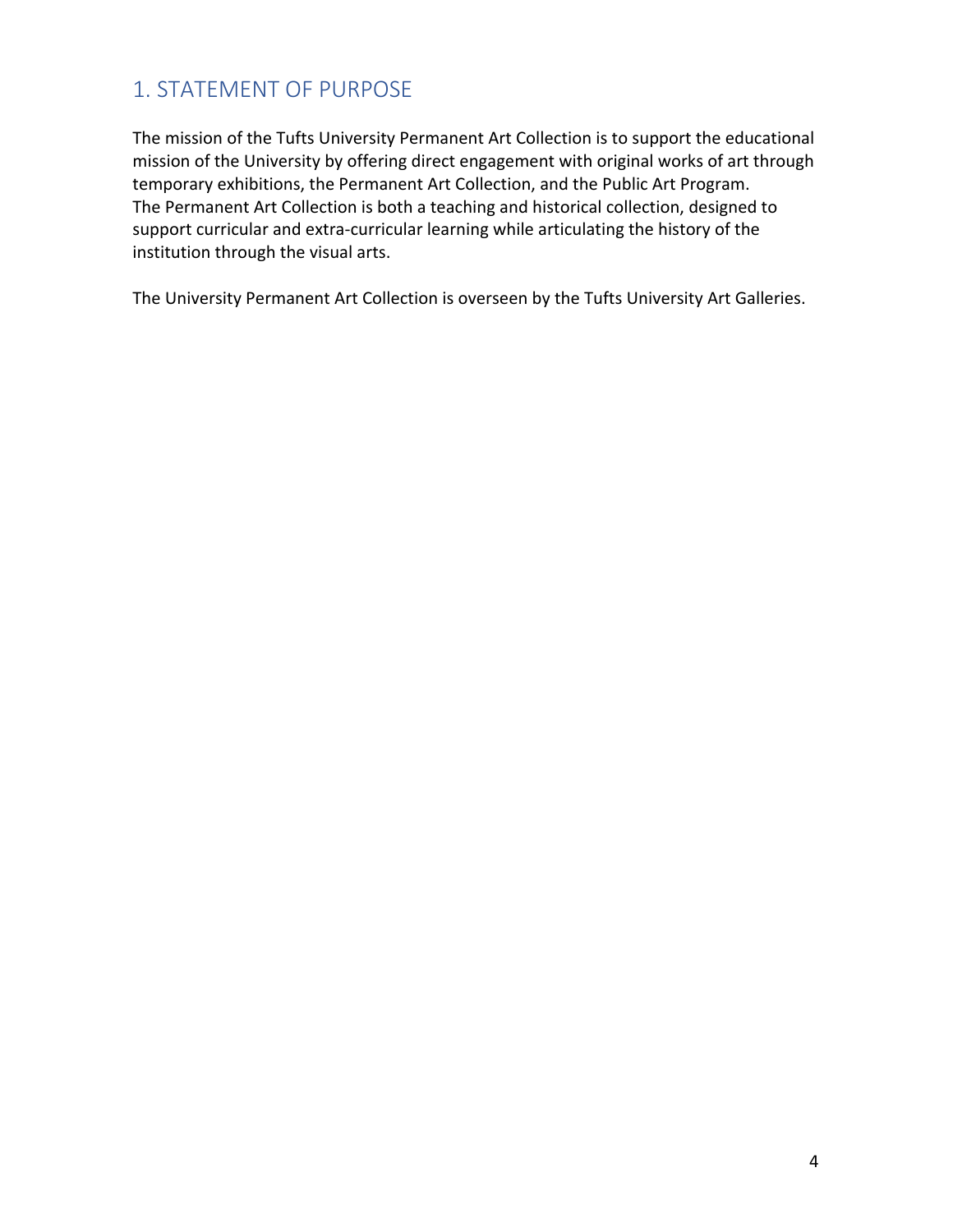## 1. STATEMENT OF PURPOSE

The mission of the Tufts University Permanent Art Collection is to support the educational mission of the University by offering direct engagement with original works of art through temporary exhibitions, the Permanent Art Collection, and the Public Art Program. The Permanent Art Collection is both a teaching and historical collection, designed to support curricular and extra-curricular learning while articulating the history of the institution through the visual arts.

The University Permanent Art Collection is overseen by the Tufts University Art Galleries.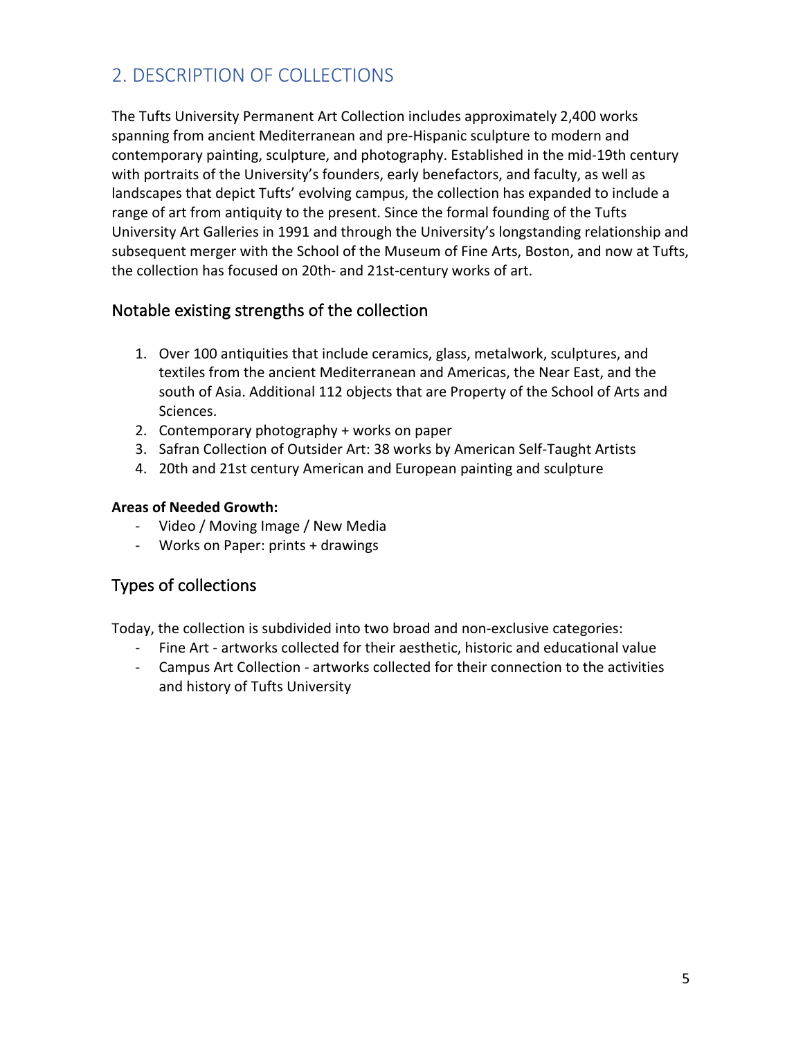## 2. DESCRIPTION OF COLLECTIONS

The Tufts University Permanent Art Collection includes approximately 2,400 works spanning from ancient Mediterranean and pre-Hispanic sculpture to modern and contemporary painting, sculpture, and photography. Established in the mid-19th century with portraits of the University's founders, early benefactors, and faculty, as well as landscapes that depict Tufts' evolving campus, the collection has expanded to include a range of art from antiquity to the present. Since the formal founding of the Tufts University Art Galleries in 1991 and through the University's longstanding relationship and subsequent merger with the School of the Museum of Fine Arts, Boston, and now at Tufts, the collection has focused on 20th- and 21st-century works of art.

### Notable existing strengths of the collection

1. Over 100 antiquities that include ceramics, glass, metalwork, sculptures, and textiles from the ancient Mediterranean and Americas, the Near East, and the south of Asia. Additional 112 objects that are Property of the School of Arts and Sciences.
2. Contemporary photography + works on paper
3. Safran Collection of Outsider Art: 38 works by American Self-Taught Artists
4. 20th and 21st century American and European painting and sculpture

**Areas of Needed Growth:**

- Video / Moving Image / New Media
- Works on Paper: prints + drawings

### Types of collections

Today, the collection is subdivided into two broad and non-exclusive categories:

- Fine Art - artworks collected for their aesthetic, historic and educational value
- Campus Art Collection - artworks collected for their connection to the activities and history of Tufts University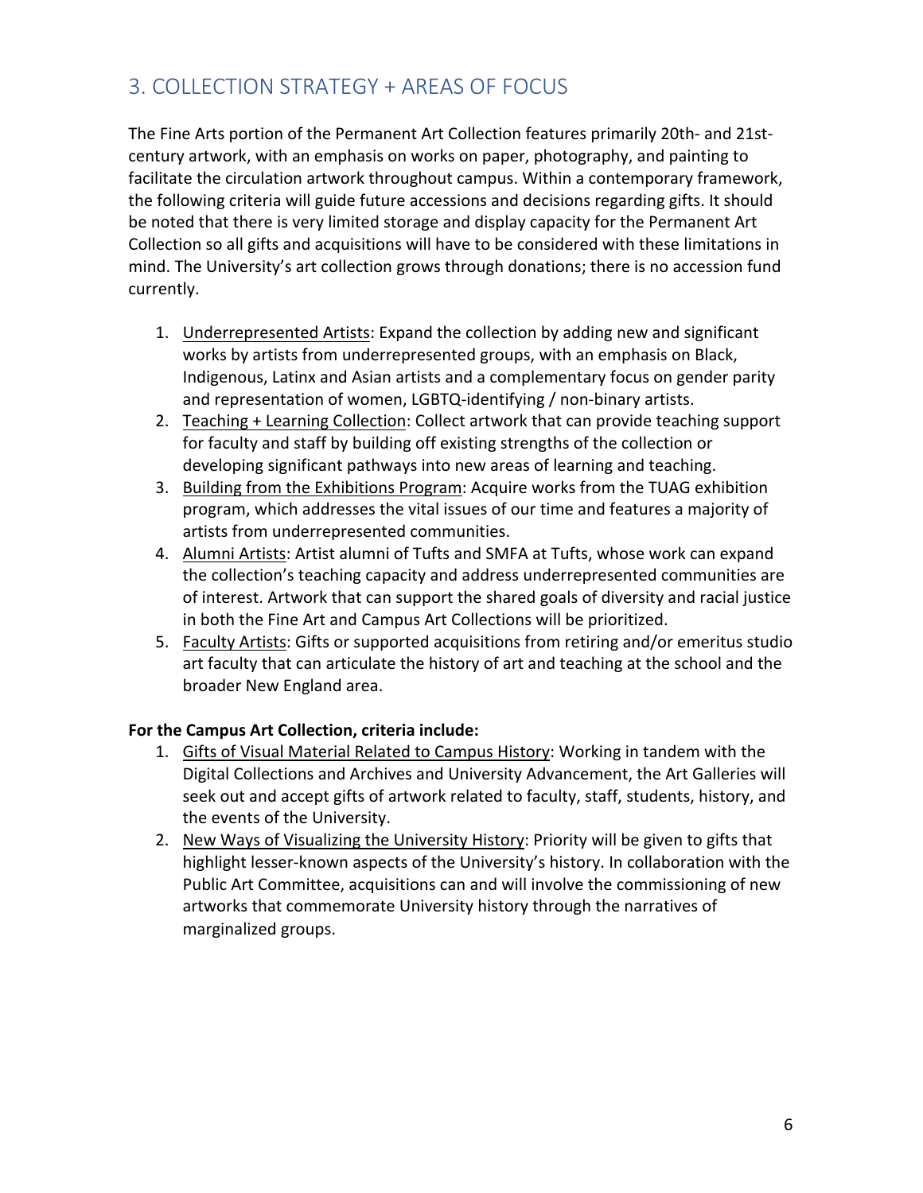## 3. COLLECTION STRATEGY + AREAS OF FOCUS

The Fine Arts portion of the Permanent Art Collection features primarily 20th- and 21st-century artwork, with an emphasis on works on paper, photography, and painting to facilitate the circulation artwork throughout campus. Within a contemporary framework, the following criteria will guide future accessions and decisions regarding gifts. It should be noted that there is very limited storage and display capacity for the Permanent Art Collection so all gifts and acquisitions will have to be considered with these limitations in mind. The University's art collection grows through donations; there is no accession fund currently.

1. <u>Underrepresented Artists</u>: Expand the collection by adding new and significant works by artists from underrepresented groups, with an emphasis on Black, Indigenous, Latinx and Asian artists and a complementary focus on gender parity and representation of women, LGBTQ-identifying / non-binary artists.
2. <u>Teaching + Learning Collection</u>: Collect artwork that can provide teaching support for faculty and staff by building off existing strengths of the collection or developing significant pathways into new areas of learning and teaching.
3. <u>Building from the Exhibitions Program</u>: Acquire works from the TUAG exhibition program, which addresses the vital issues of our time and features a majority of artists from underrepresented communities.
4. <u>Alumni Artists</u>: Artist alumni of Tufts and SMFA at Tufts, whose work can expand the collection's teaching capacity and address underrepresented communities are of interest. Artwork that can support the shared goals of diversity and racial justice in both the Fine Art and Campus Art Collections will be prioritized.
5. <u>Faculty Artists</u>: Gifts or supported acquisitions from retiring and/or emeritus studio art faculty that can articulate the history of art and teaching at the school and the broader New England area.

**For the Campus Art Collection, criteria include:**

1. <u>Gifts of Visual Material Related to Campus History</u>: Working in tandem with the Digital Collections and Archives and University Advancement, the Art Galleries will seek out and accept gifts of artwork related to faculty, staff, students, history, and the events of the University.
2. <u>New Ways of Visualizing the University History</u>: Priority will be given to gifts that highlight lesser-known aspects of the University's history. In collaboration with the Public Art Committee, acquisitions can and will involve the commissioning of new artworks that commemorate University history through the narratives of marginalized groups.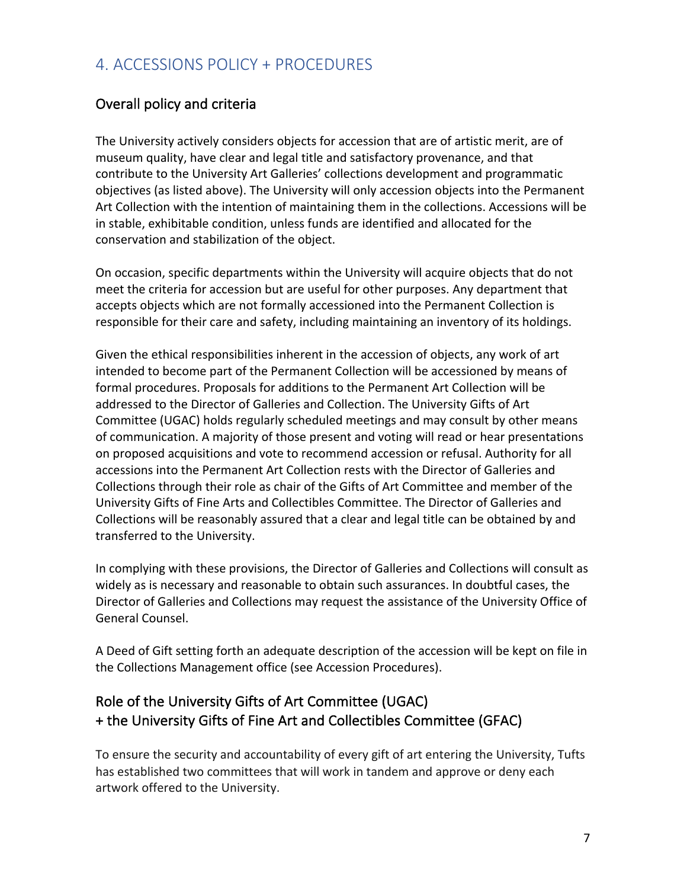# 4. ACCESSIONS POLICY + PROCEDURES

## Overall policy and criteria

The University actively considers objects for accession that are of artistic merit, are of museum quality, have clear and legal title and satisfactory provenance, and that contribute to the University Art Galleries' collections development and programmatic objectives (as listed above). The University will only accession objects into the Permanent Art Collection with the intention of maintaining them in the collections. Accessions will be in stable, exhibitable condition, unless funds are identified and allocated for the conservation and stabilization of the object.

On occasion, specific departments within the University will acquire objects that do not meet the criteria for accession but are useful for other purposes. Any department that accepts objects which are not formally accessioned into the Permanent Collection is responsible for their care and safety, including maintaining an inventory of its holdings.

Given the ethical responsibilities inherent in the accession of objects, any work of art intended to become part of the Permanent Collection will be accessioned by means of formal procedures. Proposals for additions to the Permanent Art Collection will be addressed to the Director of Galleries and Collection. The University Gifts of Art Committee (UGAC) holds regularly scheduled meetings and may consult by other means of communication. A majority of those present and voting will read or hear presentations on proposed acquisitions and vote to recommend accession or refusal. Authority for all accessions into the Permanent Art Collection rests with the Director of Galleries and Collections through their role as chair of the Gifts of Art Committee and member of the University Gifts of Fine Arts and Collectibles Committee. The Director of Galleries and Collections will be reasonably assured that a clear and legal title can be obtained by and transferred to the University.

In complying with these provisions, the Director of Galleries and Collections will consult as widely as is necessary and reasonable to obtain such assurances. In doubtful cases, the Director of Galleries and Collections may request the assistance of the University Office of General Counsel.

A Deed of Gift setting forth an adequate description of the accession will be kept on file in the Collections Management office (see Accession Procedures).

## Role of the University Gifts of Art Committee (UGAC) + the University Gifts of Fine Art and Collectibles Committee (GFAC)

To ensure the security and accountability of every gift of art entering the University, Tufts has established two committees that will work in tandem and approve or deny each artwork offered to the University.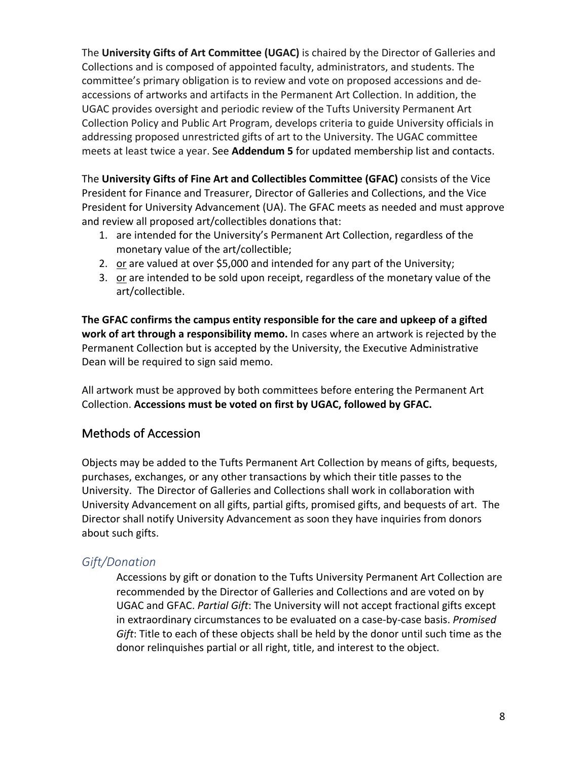The **University Gifts of Art Committee (UGAC)** is chaired by the Director of Galleries and Collections and is composed of appointed faculty, administrators, and students. The committee's primary obligation is to review and vote on proposed accessions and de-accessions of artworks and artifacts in the Permanent Art Collection. In addition, the UGAC provides oversight and periodic review of the Tufts University Permanent Art Collection Policy and Public Art Program, develops criteria to guide University officials in addressing proposed unrestricted gifts of art to the University. The UGAC committee meets at least twice a year. See **Addendum 5** for updated membership list and contacts.

The **University Gifts of Fine Art and Collectibles Committee (GFAC)** consists of the Vice President for Finance and Treasurer, Director of Galleries and Collections, and the Vice President for University Advancement (UA). The GFAC meets as needed and must approve and review all proposed art/collectibles donations that:

1. are intended for the University's Permanent Art Collection, regardless of the monetary value of the art/collectible;
2. <u>or</u> are valued at over $5,000 and intended for any part of the University;
3. <u>or</u> are intended to be sold upon receipt, regardless of the monetary value of the art/collectible.

**The GFAC confirms the campus entity responsible for the care and upkeep of a gifted work of art through a responsibility memo.** In cases where an artwork is rejected by the Permanent Collection but is accepted by the University, the Executive Administrative Dean will be required to sign said memo.

All artwork must be approved by both committees before entering the Permanent Art Collection. **Accessions must be voted on first by UGAC, followed by GFAC.**

## Methods of Accession

Objects may be added to the Tufts Permanent Art Collection by means of gifts, bequests, purchases, exchanges, or any other transactions by which their title passes to the University. The Director of Galleries and Collections shall work in collaboration with University Advancement on all gifts, partial gifts, promised gifts, and bequests of art. The Director shall notify University Advancement as soon they have inquiries from donors about such gifts.

### *Gift/Donation*

Accessions by gift or donation to the Tufts University Permanent Art Collection are recommended by the Director of Galleries and Collections and are voted on by UGAC and GFAC. *Partial Gift*: The University will not accept fractional gifts except in extraordinary circumstances to be evaluated on a case-by-case basis. *Promised Gift*: Title to each of these objects shall be held by the donor until such time as the donor relinquishes partial or all right, title, and interest to the object.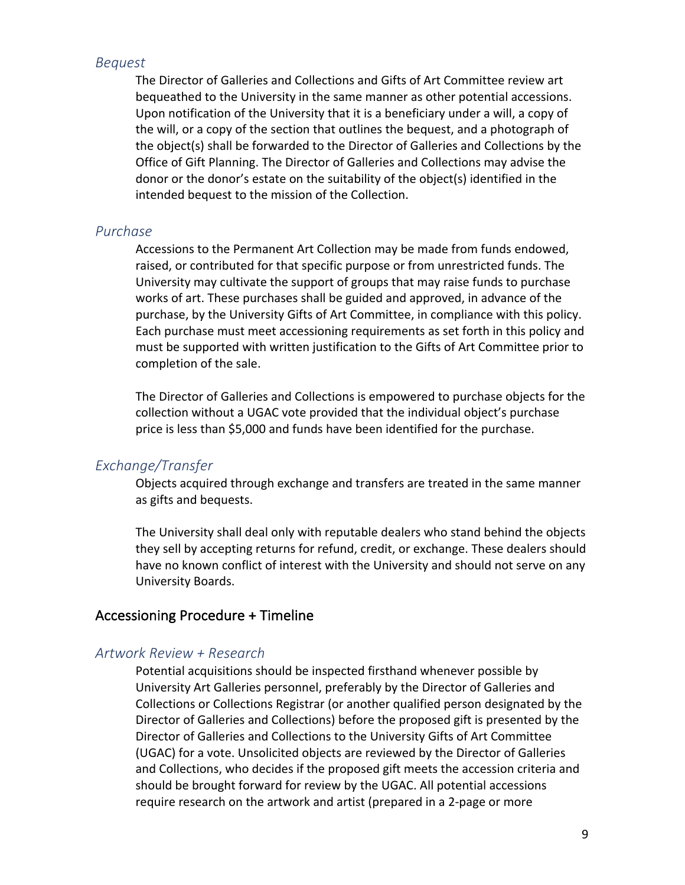### *Bequest*

The Director of Galleries and Collections and Gifts of Art Committee review art bequeathed to the University in the same manner as other potential accessions. Upon notification of the University that it is a beneficiary under a will, a copy of the will, or a copy of the section that outlines the bequest, and a photograph of the object(s) shall be forwarded to the Director of Galleries and Collections by the Office of Gift Planning. The Director of Galleries and Collections may advise the donor or the donor's estate on the suitability of the object(s) identified in the intended bequest to the mission of the Collection.

### *Purchase*

Accessions to the Permanent Art Collection may be made from funds endowed, raised, or contributed for that specific purpose or from unrestricted funds. The University may cultivate the support of groups that may raise funds to purchase works of art. These purchases shall be guided and approved, in advance of the purchase, by the University Gifts of Art Committee, in compliance with this policy. Each purchase must meet accessioning requirements as set forth in this policy and must be supported with written justification to the Gifts of Art Committee prior to completion of the sale.

The Director of Galleries and Collections is empowered to purchase objects for the collection without a UGAC vote provided that the individual object's purchase price is less than $5,000 and funds have been identified for the purchase.

### *Exchange/Transfer*

Objects acquired through exchange and transfers are treated in the same manner as gifts and bequests.

The University shall deal only with reputable dealers who stand behind the objects they sell by accepting returns for refund, credit, or exchange. These dealers should have no known conflict of interest with the University and should not serve on any University Boards.

## Accessioning Procedure + Timeline

### *Artwork Review + Research*

Potential acquisitions should be inspected firsthand whenever possible by University Art Galleries personnel, preferably by the Director of Galleries and Collections or Collections Registrar (or another qualified person designated by the Director of Galleries and Collections) before the proposed gift is presented by the Director of Galleries and Collections to the University Gifts of Art Committee (UGAC) for a vote. Unsolicited objects are reviewed by the Director of Galleries and Collections, who decides if the proposed gift meets the accession criteria and should be brought forward for review by the UGAC. All potential accessions require research on the artwork and artist (prepared in a 2-page or more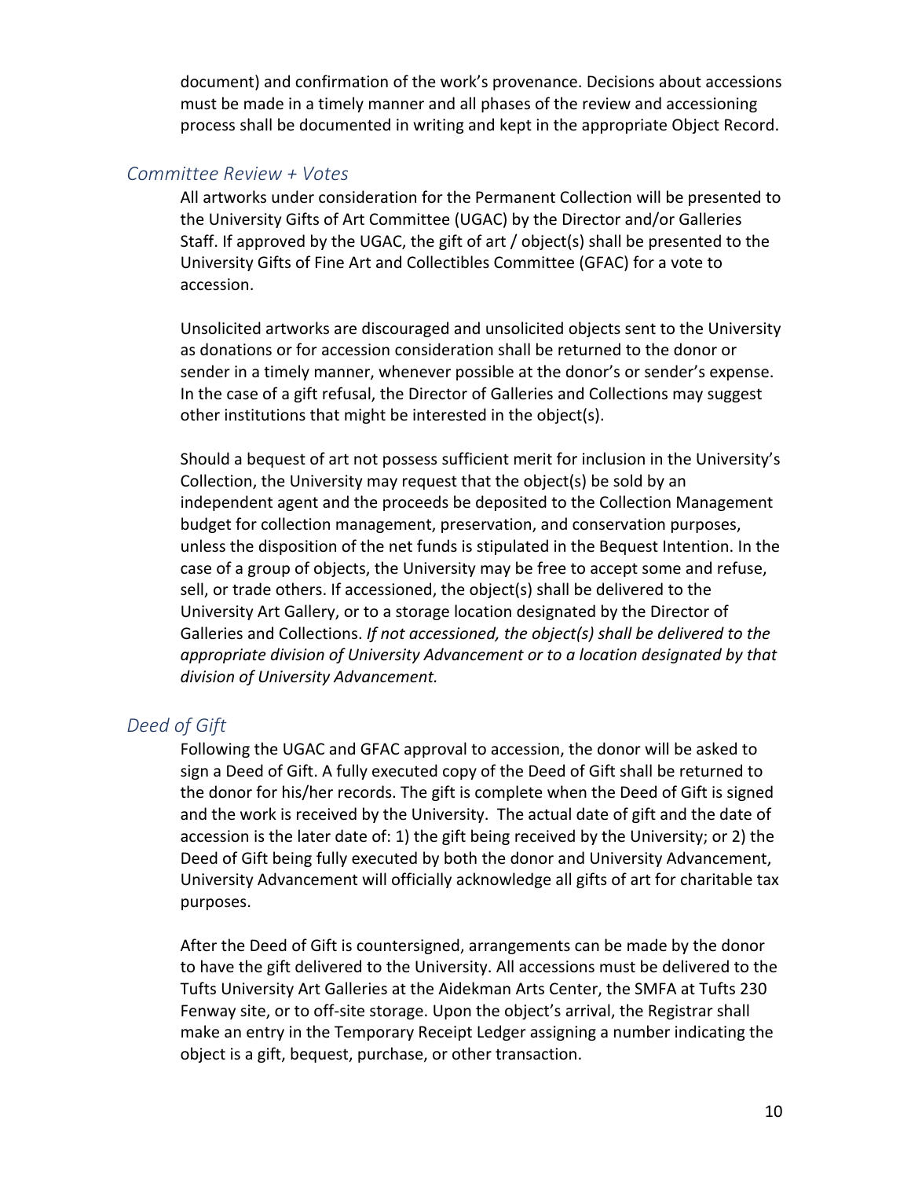document) and confirmation of the work's provenance. Decisions about accessions must be made in a timely manner and all phases of the review and accessioning process shall be documented in writing and kept in the appropriate Object Record.

### *Committee Review + Votes*

All artworks under consideration for the Permanent Collection will be presented to the University Gifts of Art Committee (UGAC) by the Director and/or Galleries Staff. If approved by the UGAC, the gift of art / object(s) shall be presented to the University Gifts of Fine Art and Collectibles Committee (GFAC) for a vote to accession.

Unsolicited artworks are discouraged and unsolicited objects sent to the University as donations or for accession consideration shall be returned to the donor or sender in a timely manner, whenever possible at the donor's or sender's expense. In the case of a gift refusal, the Director of Galleries and Collections may suggest other institutions that might be interested in the object(s).

Should a bequest of art not possess sufficient merit for inclusion in the University's Collection, the University may request that the object(s) be sold by an independent agent and the proceeds be deposited to the Collection Management budget for collection management, preservation, and conservation purposes, unless the disposition of the net funds is stipulated in the Bequest Intention. In the case of a group of objects, the University may be free to accept some and refuse, sell, or trade others. If accessioned, the object(s) shall be delivered to the University Art Gallery, or to a storage location designated by the Director of Galleries and Collections. *If not accessioned, the object(s) shall be delivered to the appropriate division of University Advancement or to a location designated by that division of University Advancement.*

### *Deed of Gift*

Following the UGAC and GFAC approval to accession, the donor will be asked to sign a Deed of Gift. A fully executed copy of the Deed of Gift shall be returned to the donor for his/her records. The gift is complete when the Deed of Gift is signed and the work is received by the University. The actual date of gift and the date of accession is the later date of: 1) the gift being received by the University; or 2) the Deed of Gift being fully executed by both the donor and University Advancement, University Advancement will officially acknowledge all gifts of art for charitable tax purposes.

After the Deed of Gift is countersigned, arrangements can be made by the donor to have the gift delivered to the University. All accessions must be delivered to the Tufts University Art Galleries at the Aidekman Arts Center, the SMFA at Tufts 230 Fenway site, or to off-site storage. Upon the object's arrival, the Registrar shall make an entry in the Temporary Receipt Ledger assigning a number indicating the object is a gift, bequest, purchase, or other transaction.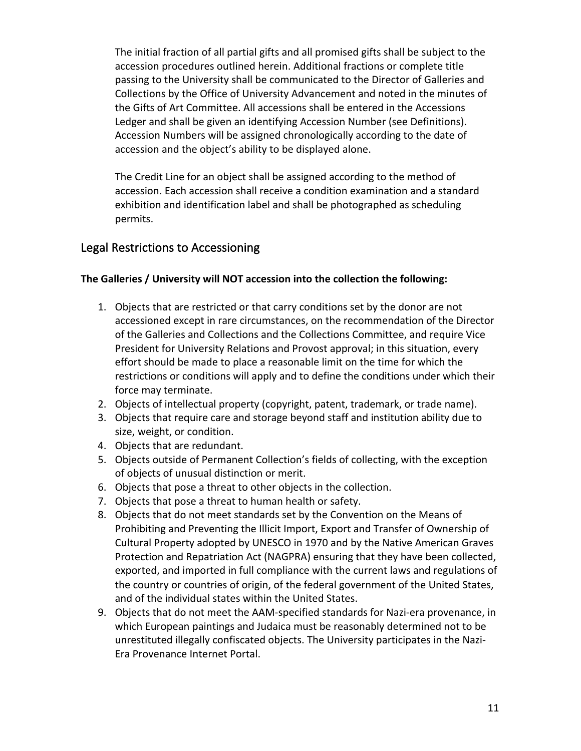The initial fraction of all partial gifts and all promised gifts shall be subject to the accession procedures outlined herein. Additional fractions or complete title passing to the University shall be communicated to the Director of Galleries and Collections by the Office of University Advancement and noted in the minutes of the Gifts of Art Committee. All accessions shall be entered in the Accessions Ledger and shall be given an identifying Accession Number (see Definitions). Accession Numbers will be assigned chronologically according to the date of accession and the object's ability to be displayed alone.

The Credit Line for an object shall be assigned according to the method of accession. Each accession shall receive a condition examination and a standard exhibition and identification label and shall be photographed as scheduling permits.

## Legal Restrictions to Accessioning

**The Galleries / University will NOT accession into the collection the following:**

1. Objects that are restricted or that carry conditions set by the donor are not accessioned except in rare circumstances, on the recommendation of the Director of the Galleries and Collections and the Collections Committee, and require Vice President for University Relations and Provost approval; in this situation, every effort should be made to place a reasonable limit on the time for which the restrictions or conditions will apply and to define the conditions under which their force may terminate.
2. Objects of intellectual property (copyright, patent, trademark, or trade name).
3. Objects that require care and storage beyond staff and institution ability due to size, weight, or condition.
4. Objects that are redundant.
5. Objects outside of Permanent Collection's fields of collecting, with the exception of objects of unusual distinction or merit.
6. Objects that pose a threat to other objects in the collection.
7. Objects that pose a threat to human health or safety.
8. Objects that do not meet standards set by the Convention on the Means of Prohibiting and Preventing the Illicit Import, Export and Transfer of Ownership of Cultural Property adopted by UNESCO in 1970 and by the Native American Graves Protection and Repatriation Act (NAGPRA) ensuring that they have been collected, exported, and imported in full compliance with the current laws and regulations of the country or countries of origin, of the federal government of the United States, and of the individual states within the United States.
9. Objects that do not meet the AAM-specified standards for Nazi-era provenance, in which European paintings and Judaica must be reasonably determined not to be unrestituted illegally confiscated objects. The University participates in the Nazi-Era Provenance Internet Portal.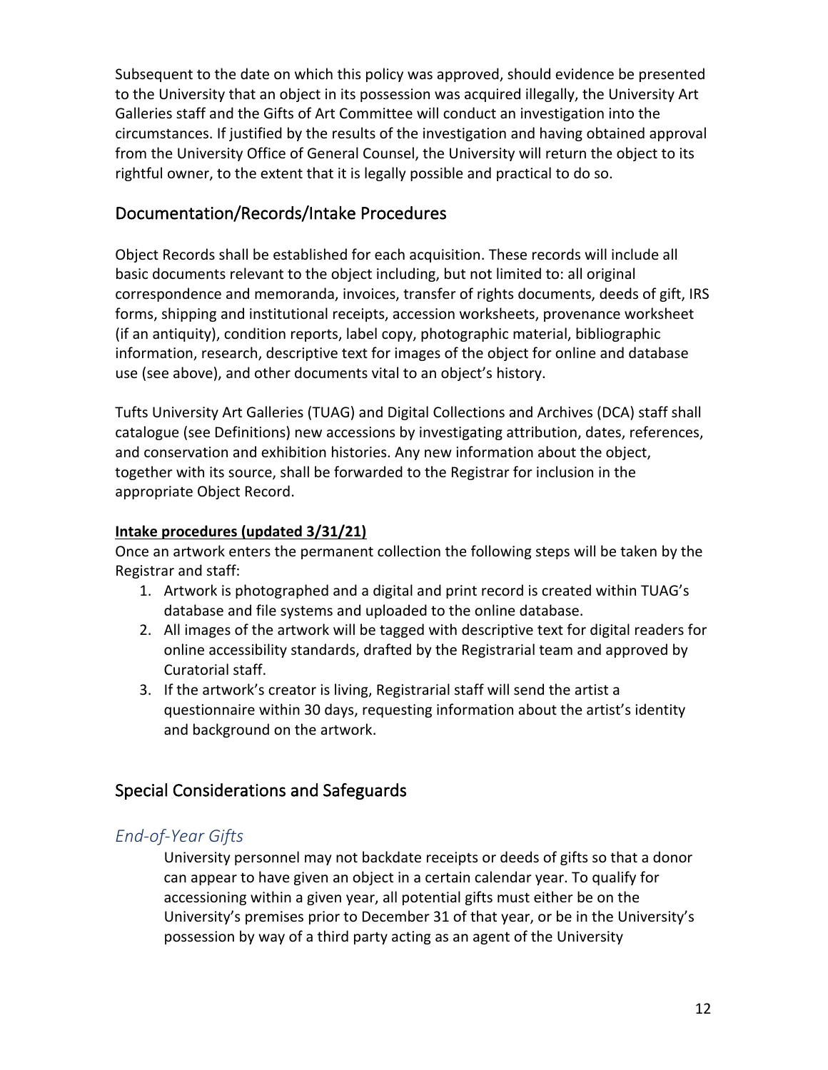Subsequent to the date on which this policy was approved, should evidence be presented to the University that an object in its possession was acquired illegally, the University Art Galleries staff and the Gifts of Art Committee will conduct an investigation into the circumstances. If justified by the results of the investigation and having obtained approval from the University Office of General Counsel, the University will return the object to its rightful owner, to the extent that it is legally possible and practical to do so.

## Documentation/Records/Intake Procedures

Object Records shall be established for each acquisition. These records will include all basic documents relevant to the object including, but not limited to: all original correspondence and memoranda, invoices, transfer of rights documents, deeds of gift, IRS forms, shipping and institutional receipts, accession worksheets, provenance worksheet (if an antiquity), condition reports, label copy, photographic material, bibliographic information, research, descriptive text for images of the object for online and database use (see above), and other documents vital to an object's history.

Tufts University Art Galleries (TUAG) and Digital Collections and Archives (DCA) staff shall catalogue (see Definitions) new accessions by investigating attribution, dates, references, and conservation and exhibition histories. Any new information about the object, together with its source, shall be forwarded to the Registrar for inclusion in the appropriate Object Record.

**Intake procedures (updated 3/31/21)**

Once an artwork enters the permanent collection the following steps will be taken by the Registrar and staff:

1. Artwork is photographed and a digital and print record is created within TUAG's database and file systems and uploaded to the online database.
2. All images of the artwork will be tagged with descriptive text for digital readers for online accessibility standards, drafted by the Registrarial team and approved by Curatorial staff.
3. If the artwork's creator is living, Registrarial staff will send the artist a questionnaire within 30 days, requesting information about the artist's identity and background on the artwork.

## Special Considerations and Safeguards

### *End-of-Year Gifts*

University personnel may not backdate receipts or deeds of gifts so that a donor can appear to have given an object in a certain calendar year. To qualify for accessioning within a given year, all potential gifts must either be on the University's premises prior to December 31 of that year, or be in the University's possession by way of a third party acting as an agent of the University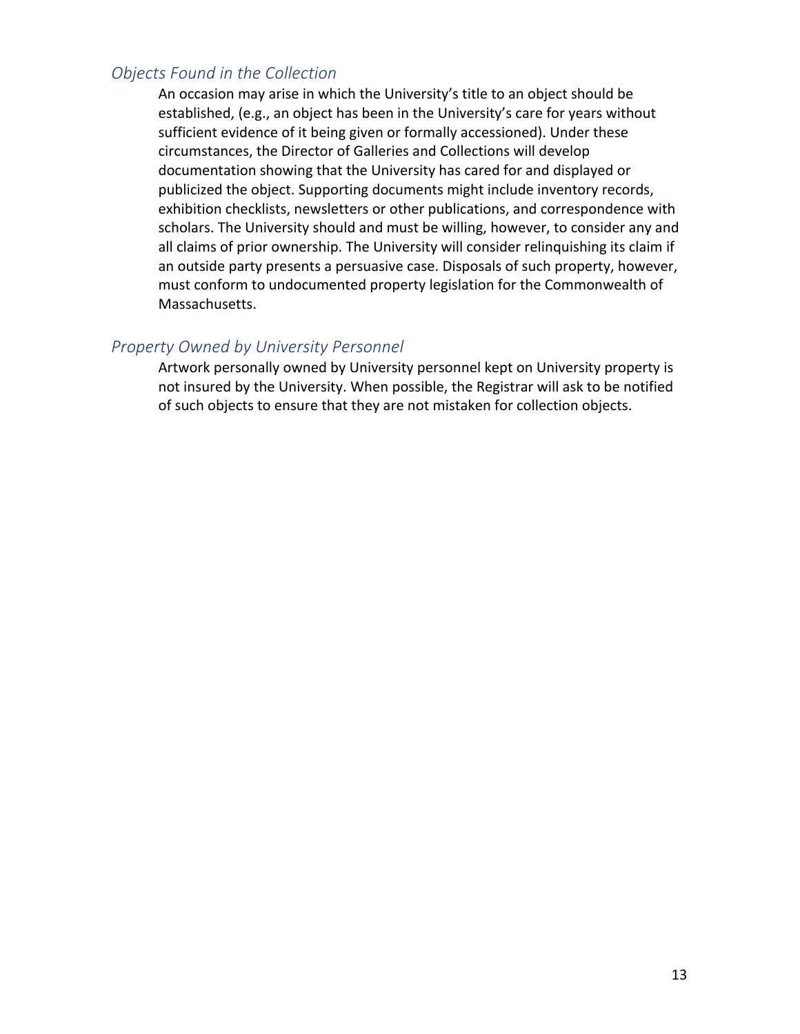### *Objects Found in the Collection*

An occasion may arise in which the University's title to an object should be established, (e.g., an object has been in the University's care for years without sufficient evidence of it being given or formally accessioned). Under these circumstances, the Director of Galleries and Collections will develop documentation showing that the University has cared for and displayed or publicized the object. Supporting documents might include inventory records, exhibition checklists, newsletters or other publications, and correspondence with scholars. The University should and must be willing, however, to consider any and all claims of prior ownership. The University will consider relinquishing its claim if an outside party presents a persuasive case. Disposals of such property, however, must conform to undocumented property legislation for the Commonwealth of Massachusetts.

### *Property Owned by University Personnel*

Artwork personally owned by University personnel kept on University property is not insured by the University. When possible, the Registrar will ask to be notified of such objects to ensure that they are not mistaken for collection objects.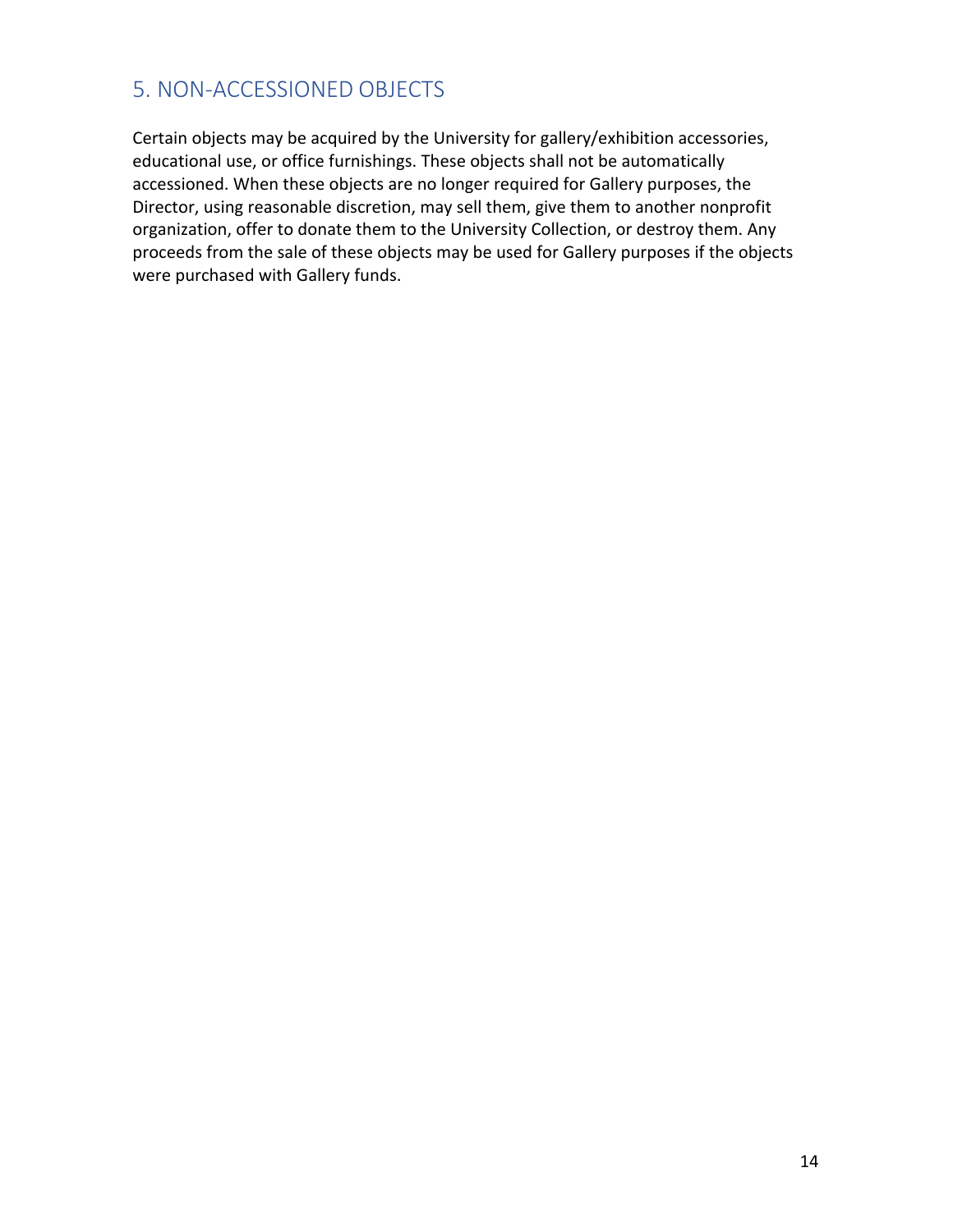## 5. NON-ACCESSIONED OBJECTS

Certain objects may be acquired by the University for gallery/exhibition accessories, educational use, or office furnishings. These objects shall not be automatically accessioned. When these objects are no longer required for Gallery purposes, the Director, using reasonable discretion, may sell them, give them to another nonprofit organization, offer to donate them to the University Collection, or destroy them. Any proceeds from the sale of these objects may be used for Gallery purposes if the objects were purchased with Gallery funds.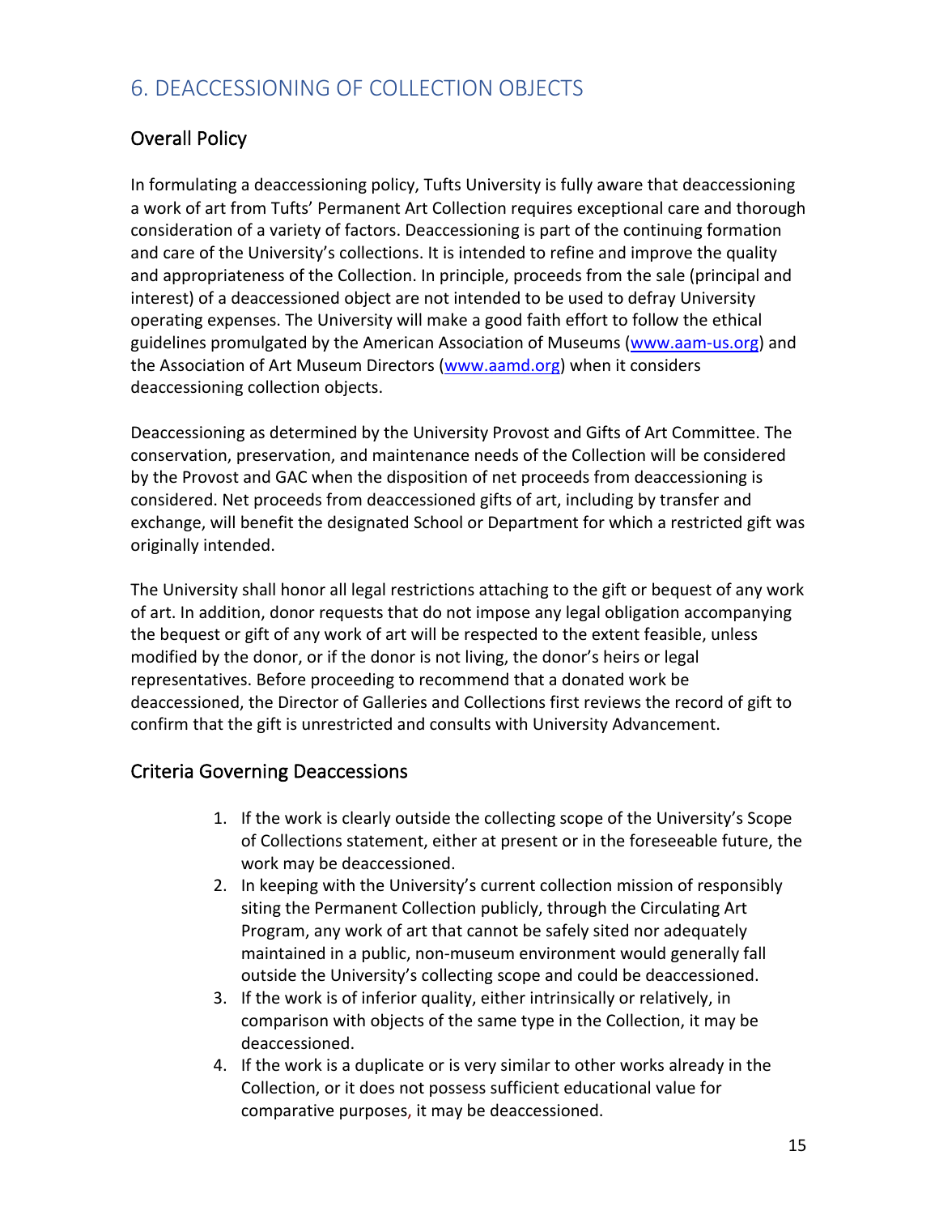## 6. DEACCESSIONING OF COLLECTION OBJECTS

### Overall Policy

In formulating a deaccessioning policy, Tufts University is fully aware that deaccessioning a work of art from Tufts' Permanent Art Collection requires exceptional care and thorough consideration of a variety of factors. Deaccessioning is part of the continuing formation and care of the University's collections. It is intended to refine and improve the quality and appropriateness of the Collection. In principle, proceeds from the sale (principal and interest) of a deaccessioned object are not intended to be used to defray University operating expenses. The University will make a good faith effort to follow the ethical guidelines promulgated by the American Association of Museums (www.aam-us.org) and the Association of Art Museum Directors (www.aamd.org) when it considers deaccessioning collection objects.

Deaccessioning as determined by the University Provost and Gifts of Art Committee. The conservation, preservation, and maintenance needs of the Collection will be considered by the Provost and GAC when the disposition of net proceeds from deaccessioning is considered. Net proceeds from deaccessioned gifts of art, including by transfer and exchange, will benefit the designated School or Department for which a restricted gift was originally intended.

The University shall honor all legal restrictions attaching to the gift or bequest of any work of art. In addition, donor requests that do not impose any legal obligation accompanying the bequest or gift of any work of art will be respected to the extent feasible, unless modified by the donor, or if the donor is not living, the donor's heirs or legal representatives. Before proceeding to recommend that a donated work be deaccessioned, the Director of Galleries and Collections first reviews the record of gift to confirm that the gift is unrestricted and consults with University Advancement.

### Criteria Governing Deaccessions

1. If the work is clearly outside the collecting scope of the University's Scope of Collections statement, either at present or in the foreseeable future, the work may be deaccessioned.
2. In keeping with the University's current collection mission of responsibly siting the Permanent Collection publicly, through the Circulating Art Program, any work of art that cannot be safely sited nor adequately maintained in a public, non-museum environment would generally fall outside the University's collecting scope and could be deaccessioned.
3. If the work is of inferior quality, either intrinsically or relatively, in comparison with objects of the same type in the Collection, it may be deaccessioned.
4. If the work is a duplicate or is very similar to other works already in the Collection, or it does not possess sufficient educational value for comparative purposes, it may be deaccessioned.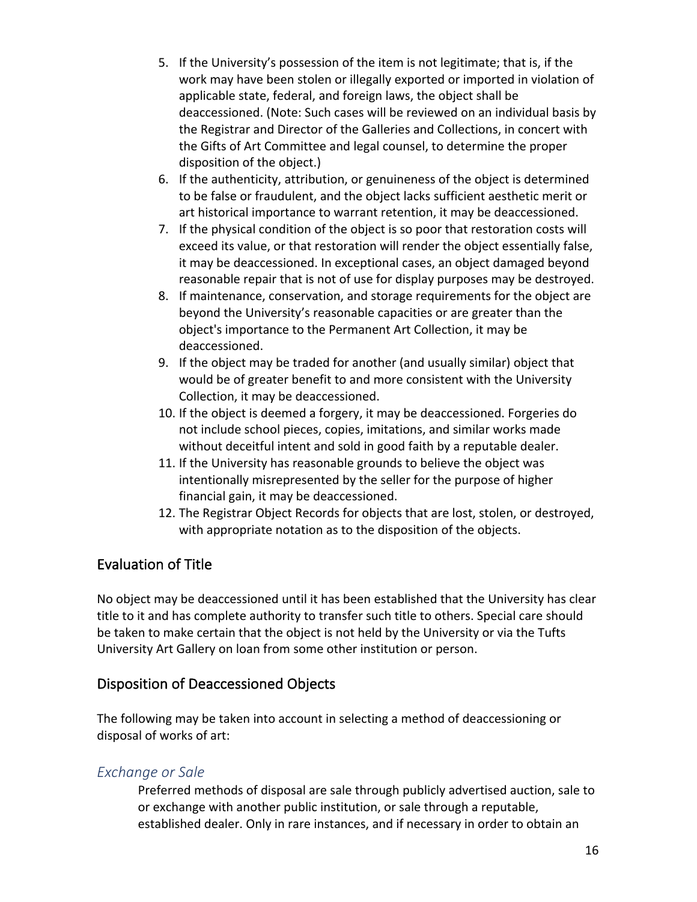5. If the University's possession of the item is not legitimate; that is, if the work may have been stolen or illegally exported or imported in violation of applicable state, federal, and foreign laws, the object shall be deaccessioned. (Note: Such cases will be reviewed on an individual basis by the Registrar and Director of the Galleries and Collections, in concert with the Gifts of Art Committee and legal counsel, to determine the proper disposition of the object.)
6. If the authenticity, attribution, or genuineness of the object is determined to be false or fraudulent, and the object lacks sufficient aesthetic merit or art historical importance to warrant retention, it may be deaccessioned.
7. If the physical condition of the object is so poor that restoration costs will exceed its value, or that restoration will render the object essentially false, it may be deaccessioned. In exceptional cases, an object damaged beyond reasonable repair that is not of use for display purposes may be destroyed.
8. If maintenance, conservation, and storage requirements for the object are beyond the University's reasonable capacities or are greater than the object's importance to the Permanent Art Collection, it may be deaccessioned.
9. If the object may be traded for another (and usually similar) object that would be of greater benefit to and more consistent with the University Collection, it may be deaccessioned.
10. If the object is deemed a forgery, it may be deaccessioned. Forgeries do not include school pieces, copies, imitations, and similar works made without deceitful intent and sold in good faith by a reputable dealer.
11. If the University has reasonable grounds to believe the object was intentionally misrepresented by the seller for the purpose of higher financial gain, it may be deaccessioned.
12. The Registrar Object Records for objects that are lost, stolen, or destroyed, with appropriate notation as to the disposition of the objects.

## Evaluation of Title

No object may be deaccessioned until it has been established that the University has clear title to it and has complete authority to transfer such title to others. Special care should be taken to make certain that the object is not held by the University or via the Tufts University Art Gallery on loan from some other institution or person.

## Disposition of Deaccessioned Objects

The following may be taken into account in selecting a method of deaccessioning or disposal of works of art:

### *Exchange or Sale*

Preferred methods of disposal are sale through publicly advertised auction, sale to or exchange with another public institution, or sale through a reputable, established dealer. Only in rare instances, and if necessary in order to obtain an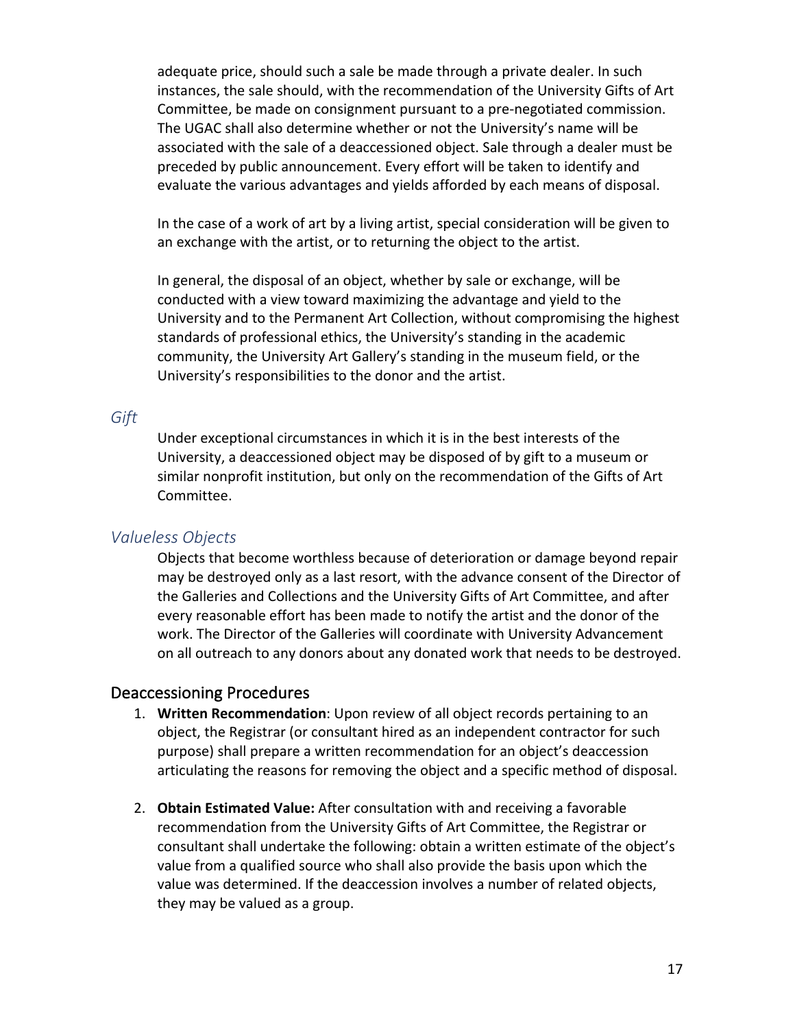adequate price, should such a sale be made through a private dealer. In such instances, the sale should, with the recommendation of the University Gifts of Art Committee, be made on consignment pursuant to a pre-negotiated commission. The UGAC shall also determine whether or not the University's name will be associated with the sale of a deaccessioned object. Sale through a dealer must be preceded by public announcement. Every effort will be taken to identify and evaluate the various advantages and yields afforded by each means of disposal.

In the case of a work of art by a living artist, special consideration will be given to an exchange with the artist, or to returning the object to the artist.

In general, the disposal of an object, whether by sale or exchange, will be conducted with a view toward maximizing the advantage and yield to the University and to the Permanent Art Collection, without compromising the highest standards of professional ethics, the University's standing in the academic community, the University Art Gallery's standing in the museum field, or the University's responsibilities to the donor and the artist.

### *Gift*

Under exceptional circumstances in which it is in the best interests of the University, a deaccessioned object may be disposed of by gift to a museum or similar nonprofit institution, but only on the recommendation of the Gifts of Art Committee.

### *Valueless Objects*

Objects that become worthless because of deterioration or damage beyond repair may be destroyed only as a last resort, with the advance consent of the Director of the Galleries and Collections and the University Gifts of Art Committee, and after every reasonable effort has been made to notify the artist and the donor of the work. The Director of the Galleries will coordinate with University Advancement on all outreach to any donors about any donated work that needs to be destroyed.

## Deaccessioning Procedures

1. **Written Recommendation**: Upon review of all object records pertaining to an object, the Registrar (or consultant hired as an independent contractor for such purpose) shall prepare a written recommendation for an object's deaccession articulating the reasons for removing the object and a specific method of disposal.

2. **Obtain Estimated Value:** After consultation with and receiving a favorable recommendation from the University Gifts of Art Committee, the Registrar or consultant shall undertake the following: obtain a written estimate of the object's value from a qualified source who shall also provide the basis upon which the value was determined. If the deaccession involves a number of related objects, they may be valued as a group.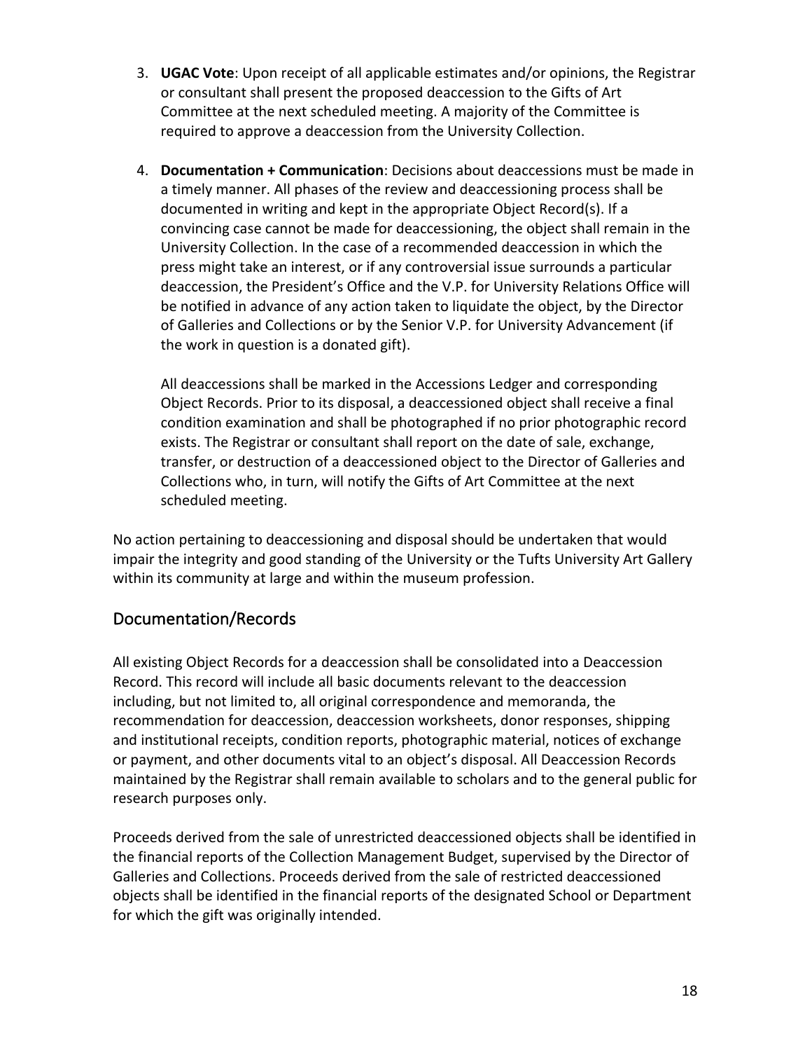3. **UGAC Vote**: Upon receipt of all applicable estimates and/or opinions, the Registrar or consultant shall present the proposed deaccession to the Gifts of Art Committee at the next scheduled meeting. A majority of the Committee is required to approve a deaccession from the University Collection.

4. **Documentation + Communication**: Decisions about deaccessions must be made in a timely manner. All phases of the review and deaccessioning process shall be documented in writing and kept in the appropriate Object Record(s). If a convincing case cannot be made for deaccessioning, the object shall remain in the University Collection. In the case of a recommended deaccession in which the press might take an interest, or if any controversial issue surrounds a particular deaccession, the President's Office and the V.P. for University Relations Office will be notified in advance of any action taken to liquidate the object, by the Director of Galleries and Collections or by the Senior V.P. for University Advancement (if the work in question is a donated gift).

   All deaccessions shall be marked in the Accessions Ledger and corresponding Object Records. Prior to its disposal, a deaccessioned object shall receive a final condition examination and shall be photographed if no prior photographic record exists. The Registrar or consultant shall report on the date of sale, exchange, transfer, or destruction of a deaccessioned object to the Director of Galleries and Collections who, in turn, will notify the Gifts of Art Committee at the next scheduled meeting.

No action pertaining to deaccessioning and disposal should be undertaken that would impair the integrity and good standing of the University or the Tufts University Art Gallery within its community at large and within the museum profession.

## Documentation/Records

All existing Object Records for a deaccession shall be consolidated into a Deaccession Record. This record will include all basic documents relevant to the deaccession including, but not limited to, all original correspondence and memoranda, the recommendation for deaccession, deaccession worksheets, donor responses, shipping and institutional receipts, condition reports, photographic material, notices of exchange or payment, and other documents vital to an object's disposal. All Deaccession Records maintained by the Registrar shall remain available to scholars and to the general public for research purposes only.

Proceeds derived from the sale of unrestricted deaccessioned objects shall be identified in the financial reports of the Collection Management Budget, supervised by the Director of Galleries and Collections. Proceeds derived from the sale of restricted deaccessioned objects shall be identified in the financial reports of the designated School or Department for which the gift was originally intended.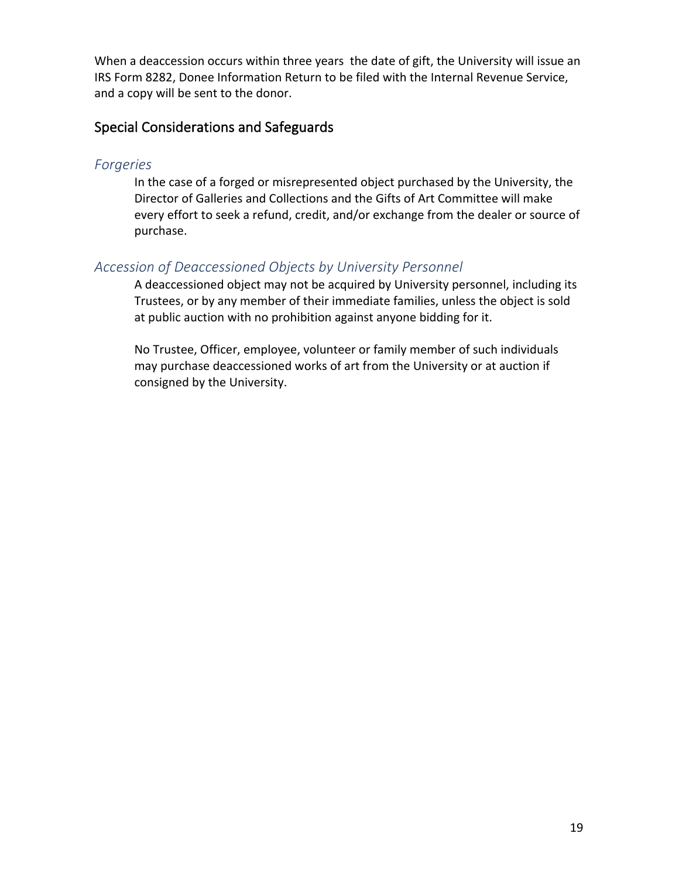When a deaccession occurs within three years  the date of gift, the University will issue an IRS Form 8282, Donee Information Return to be filed with the Internal Revenue Service, and a copy will be sent to the donor.

## Special Considerations and Safeguards

### *Forgeries*

In the case of a forged or misrepresented object purchased by the University, the Director of Galleries and Collections and the Gifts of Art Committee will make every effort to seek a refund, credit, and/or exchange from the dealer or source of purchase.

### *Accession of Deaccessioned Objects by University Personnel*

A deaccessioned object may not be acquired by University personnel, including its Trustees, or by any member of their immediate families, unless the object is sold at public auction with no prohibition against anyone bidding for it.

No Trustee, Officer, employee, volunteer or family member of such individuals may purchase deaccessioned works of art from the University or at auction if consigned by the University.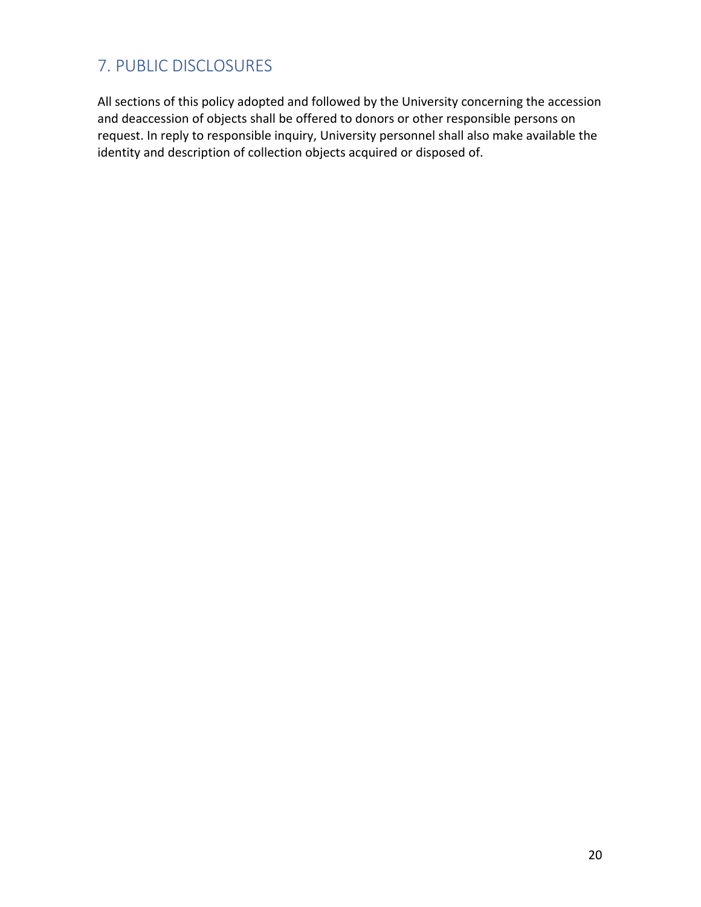## 7. PUBLIC DISCLOSURES

All sections of this policy adopted and followed by the University concerning the accession and deaccession of objects shall be offered to donors or other responsible persons on request. In reply to responsible inquiry, University personnel shall also make available the identity and description of collection objects acquired or disposed of.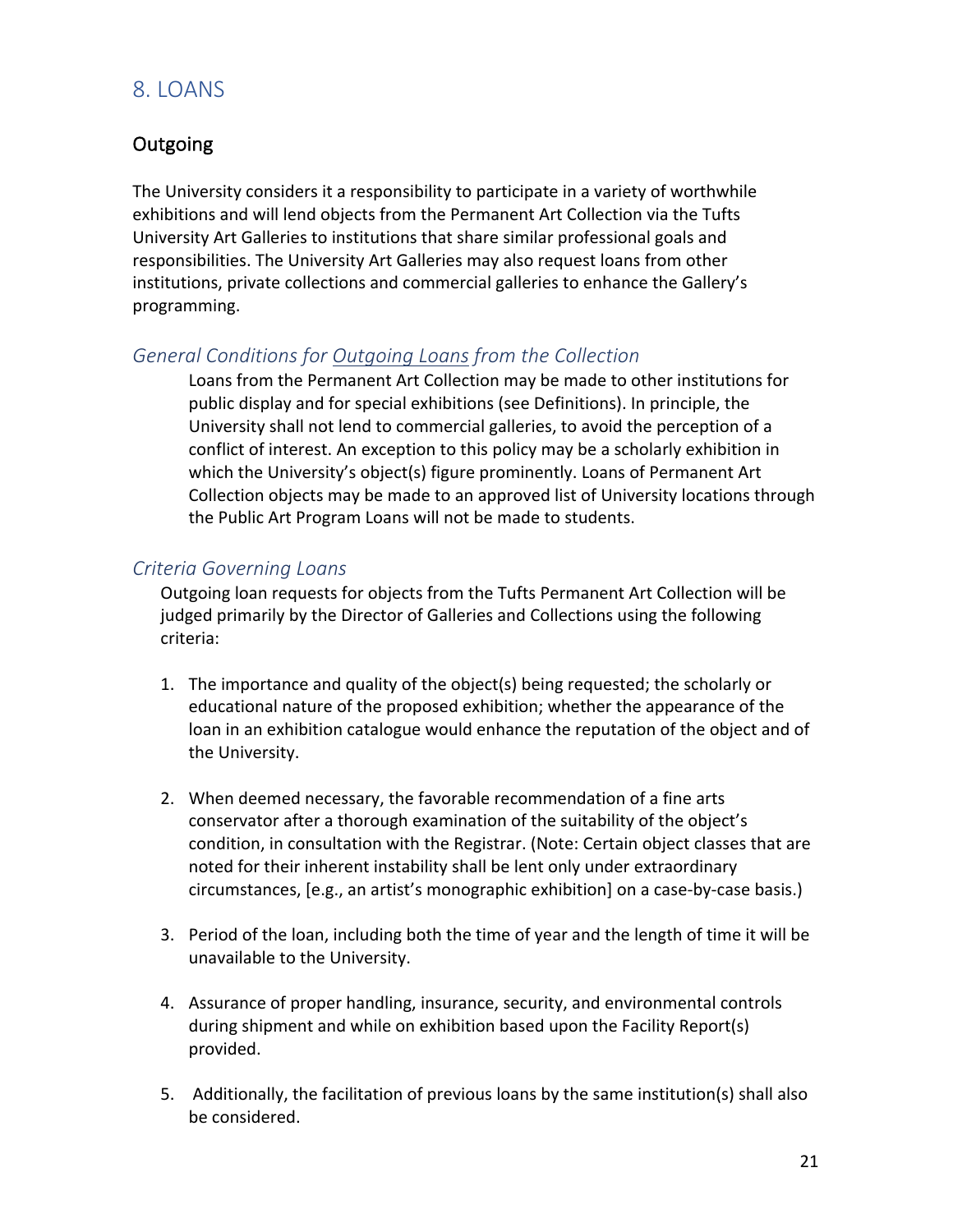# 8. LOANS

## Outgoing

The University considers it a responsibility to participate in a variety of worthwhile exhibitions and will lend objects from the Permanent Art Collection via the Tufts University Art Galleries to institutions that share similar professional goals and responsibilities. The University Art Galleries may also request loans from other institutions, private collections and commercial galleries to enhance the Gallery's programming.

### *General Conditions for Outgoing Loans from the Collection*

Loans from the Permanent Art Collection may be made to other institutions for public display and for special exhibitions (see Definitions). In principle, the University shall not lend to commercial galleries, to avoid the perception of a conflict of interest. An exception to this policy may be a scholarly exhibition in which the University's object(s) figure prominently. Loans of Permanent Art Collection objects may be made to an approved list of University locations through the Public Art Program Loans will not be made to students.

### *Criteria Governing Loans*

Outgoing loan requests for objects from the Tufts Permanent Art Collection will be judged primarily by the Director of Galleries and Collections using the following criteria:

1. The importance and quality of the object(s) being requested; the scholarly or educational nature of the proposed exhibition; whether the appearance of the loan in an exhibition catalogue would enhance the reputation of the object and of the University.

2. When deemed necessary, the favorable recommendation of a fine arts conservator after a thorough examination of the suitability of the object's condition, in consultation with the Registrar. (Note: Certain object classes that are noted for their inherent instability shall be lent only under extraordinary circumstances, [e.g., an artist's monographic exhibition] on a case-by-case basis.)

3. Period of the loan, including both the time of year and the length of time it will be unavailable to the University.

4. Assurance of proper handling, insurance, security, and environmental controls during shipment and while on exhibition based upon the Facility Report(s) provided.

5. Additionally, the facilitation of previous loans by the same institution(s) shall also be considered.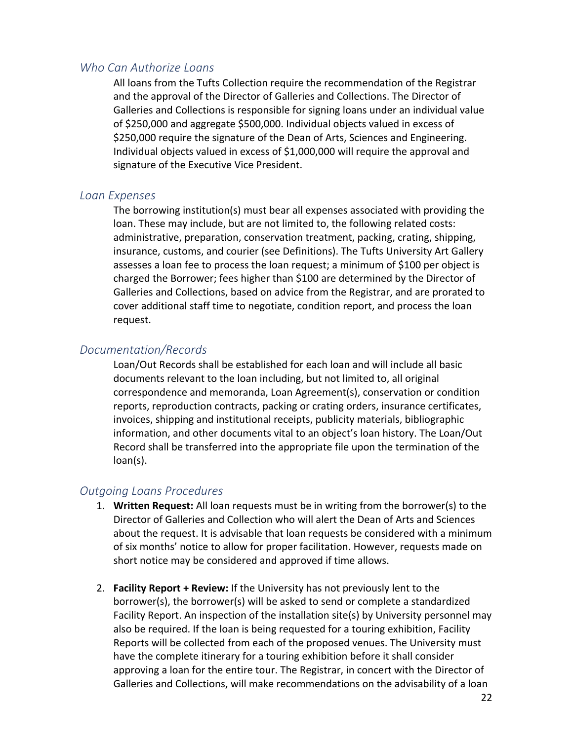### *Who Can Authorize Loans*

All loans from the Tufts Collection require the recommendation of the Registrar and the approval of the Director of Galleries and Collections. The Director of Galleries and Collections is responsible for signing loans under an individual value of $250,000 and aggregate $500,000. Individual objects valued in excess of $250,000 require the signature of the Dean of Arts, Sciences and Engineering. Individual objects valued in excess of $1,000,000 will require the approval and signature of the Executive Vice President.

### *Loan Expenses*

The borrowing institution(s) must bear all expenses associated with providing the loan. These may include, but are not limited to, the following related costs: administrative, preparation, conservation treatment, packing, crating, shipping, insurance, customs, and courier (see Definitions). The Tufts University Art Gallery assesses a loan fee to process the loan request; a minimum of $100 per object is charged the Borrower; fees higher than $100 are determined by the Director of Galleries and Collections, based on advice from the Registrar, and are prorated to cover additional staff time to negotiate, condition report, and process the loan request.

### *Documentation/Records*

Loan/Out Records shall be established for each loan and will include all basic documents relevant to the loan including, but not limited to, all original correspondence and memoranda, Loan Agreement(s), conservation or condition reports, reproduction contracts, packing or crating orders, insurance certificates, invoices, shipping and institutional receipts, publicity materials, bibliographic information, and other documents vital to an object's loan history. The Loan/Out Record shall be transferred into the appropriate file upon the termination of the loan(s).

### *Outgoing Loans Procedures*

1. **Written Request:** All loan requests must be in writing from the borrower(s) to the Director of Galleries and Collection who will alert the Dean of Arts and Sciences about the request. It is advisable that loan requests be considered with a minimum of six months' notice to allow for proper facilitation. However, requests made on short notice may be considered and approved if time allows.

2. **Facility Report + Review:** If the University has not previously lent to the borrower(s), the borrower(s) will be asked to send or complete a standardized Facility Report. An inspection of the installation site(s) by University personnel may also be required. If the loan is being requested for a touring exhibition, Facility Reports will be collected from each of the proposed venues. The University must have the complete itinerary for a touring exhibition before it shall consider approving a loan for the entire tour. The Registrar, in concert with the Director of Galleries and Collections, will make recommendations on the advisability of a loan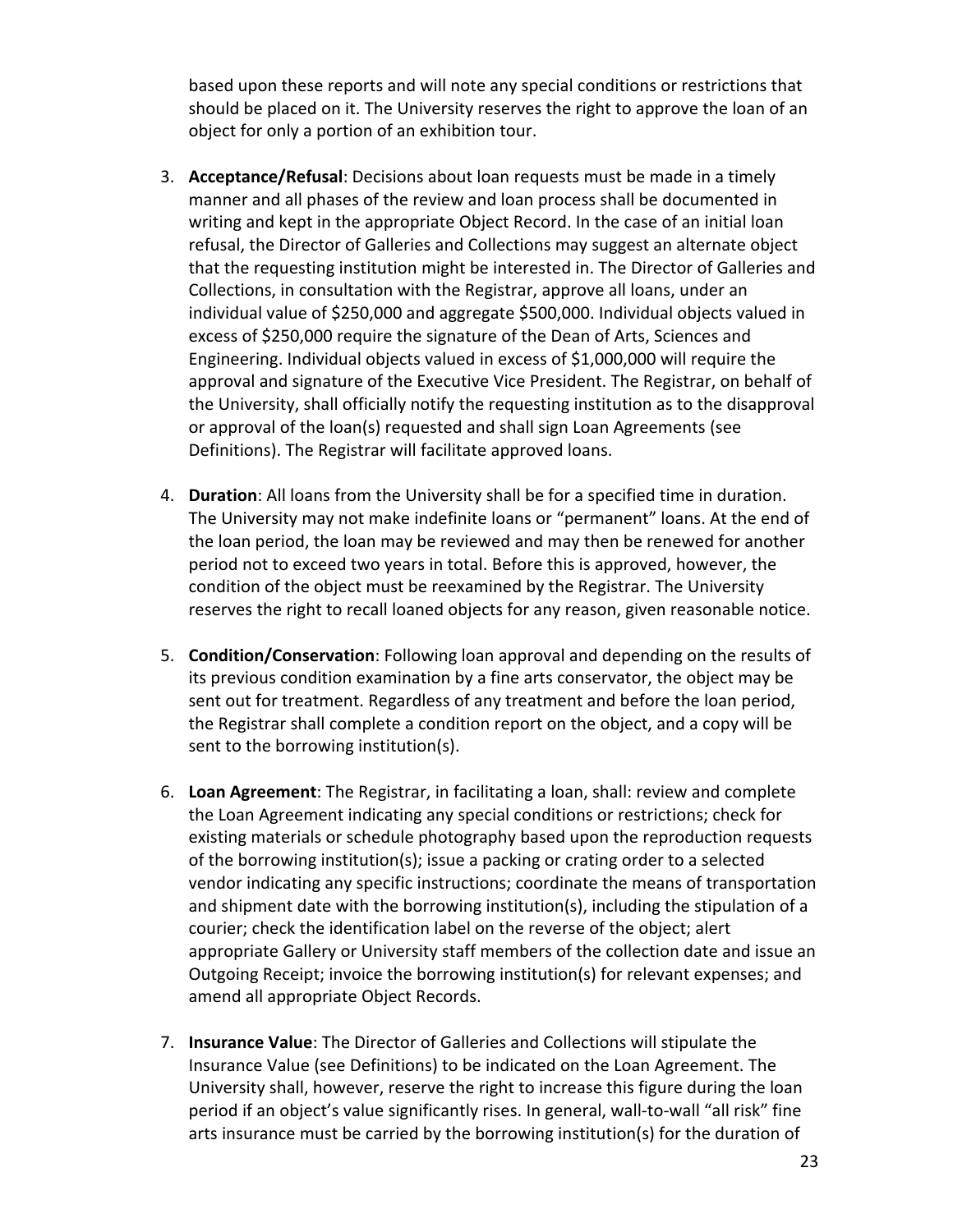based upon these reports and will note any special conditions or restrictions that should be placed on it. The University reserves the right to approve the loan of an object for only a portion of an exhibition tour.

3. **Acceptance/Refusal**: Decisions about loan requests must be made in a timely manner and all phases of the review and loan process shall be documented in writing and kept in the appropriate Object Record. In the case of an initial loan refusal, the Director of Galleries and Collections may suggest an alternate object that the requesting institution might be interested in. The Director of Galleries and Collections, in consultation with the Registrar, approve all loans, under an individual value of $250,000 and aggregate $500,000. Individual objects valued in excess of $250,000 require the signature of the Dean of Arts, Sciences and Engineering. Individual objects valued in excess of $1,000,000 will require the approval and signature of the Executive Vice President. The Registrar, on behalf of the University, shall officially notify the requesting institution as to the disapproval or approval of the loan(s) requested and shall sign Loan Agreements (see Definitions). The Registrar will facilitate approved loans.

4. **Duration**: All loans from the University shall be for a specified time in duration. The University may not make indefinite loans or "permanent" loans. At the end of the loan period, the loan may be reviewed and may then be renewed for another period not to exceed two years in total. Before this is approved, however, the condition of the object must be reexamined by the Registrar. The University reserves the right to recall loaned objects for any reason, given reasonable notice.

5. **Condition/Conservation**: Following loan approval and depending on the results of its previous condition examination by a fine arts conservator, the object may be sent out for treatment. Regardless of any treatment and before the loan period, the Registrar shall complete a condition report on the object, and a copy will be sent to the borrowing institution(s).

6. **Loan Agreement**: The Registrar, in facilitating a loan, shall: review and complete the Loan Agreement indicating any special conditions or restrictions; check for existing materials or schedule photography based upon the reproduction requests of the borrowing institution(s); issue a packing or crating order to a selected vendor indicating any specific instructions; coordinate the means of transportation and shipment date with the borrowing institution(s), including the stipulation of a courier; check the identification label on the reverse of the object; alert appropriate Gallery or University staff members of the collection date and issue an Outgoing Receipt; invoice the borrowing institution(s) for relevant expenses; and amend all appropriate Object Records.

7. **Insurance Value**: The Director of Galleries and Collections will stipulate the Insurance Value (see Definitions) to be indicated on the Loan Agreement. The University shall, however, reserve the right to increase this figure during the loan period if an object's value significantly rises. In general, wall-to-wall "all risk" fine arts insurance must be carried by the borrowing institution(s) for the duration of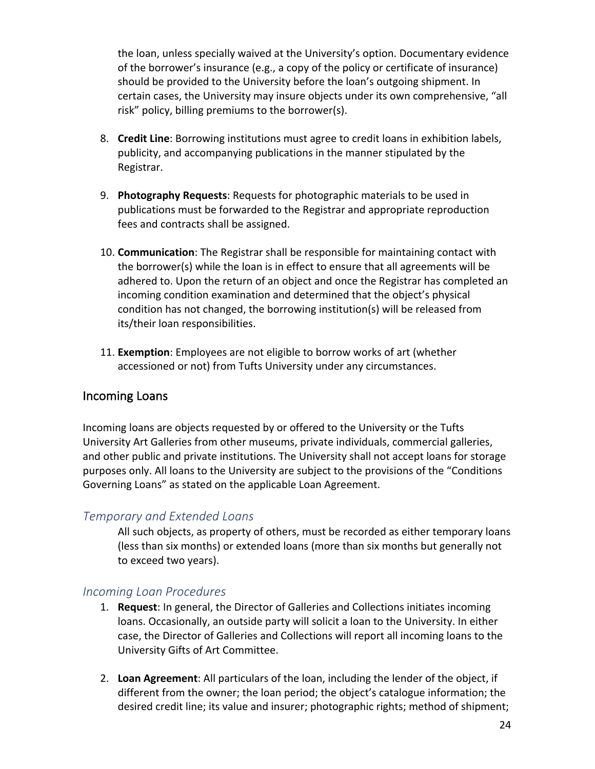the loan, unless specially waived at the University's option. Documentary evidence of the borrower's insurance (e.g., a copy of the policy or certificate of insurance) should be provided to the University before the loan's outgoing shipment. In certain cases, the University may insure objects under its own comprehensive, "all risk" policy, billing premiums to the borrower(s).

8. **Credit Line**: Borrowing institutions must agree to credit loans in exhibition labels, publicity, and accompanying publications in the manner stipulated by the Registrar.

9. **Photography Requests**: Requests for photographic materials to be used in publications must be forwarded to the Registrar and appropriate reproduction fees and contracts shall be assigned.

10. **Communication**: The Registrar shall be responsible for maintaining contact with the borrower(s) while the loan is in effect to ensure that all agreements will be adhered to. Upon the return of an object and once the Registrar has completed an incoming condition examination and determined that the object's physical condition has not changed, the borrowing institution(s) will be released from its/their loan responsibilities.

11. **Exemption**: Employees are not eligible to borrow works of art (whether accessioned or not) from Tufts University under any circumstances.

## Incoming Loans

Incoming loans are objects requested by or offered to the University or the Tufts University Art Galleries from other museums, private individuals, commercial galleries, and other public and private institutions. The University shall not accept loans for storage purposes only. All loans to the University are subject to the provisions of the "Conditions Governing Loans" as stated on the applicable Loan Agreement.

### *Temporary and Extended Loans*

All such objects, as property of others, must be recorded as either temporary loans (less than six months) or extended loans (more than six months but generally not to exceed two years).

### *Incoming Loan Procedures*

1. **Request**: In general, the Director of Galleries and Collections initiates incoming loans. Occasionally, an outside party will solicit a loan to the University. In either case, the Director of Galleries and Collections will report all incoming loans to the University Gifts of Art Committee.

2. **Loan Agreement**: All particulars of the loan, including the lender of the object, if different from the owner; the loan period; the object's catalogue information; the desired credit line; its value and insurer; photographic rights; method of shipment;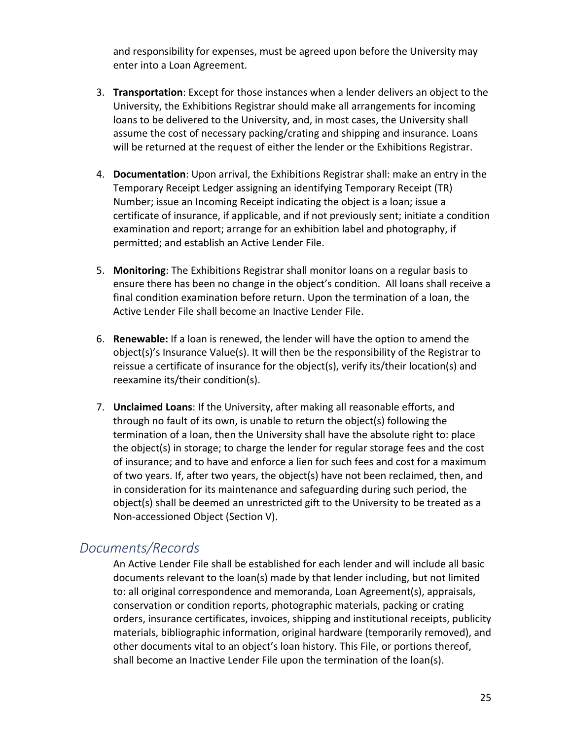and responsibility for expenses, must be agreed upon before the University may enter into a Loan Agreement.

3. **Transportation**: Except for those instances when a lender delivers an object to the University, the Exhibitions Registrar should make all arrangements for incoming loans to be delivered to the University, and, in most cases, the University shall assume the cost of necessary packing/crating and shipping and insurance. Loans will be returned at the request of either the lender or the Exhibitions Registrar.

4. **Documentation**: Upon arrival, the Exhibitions Registrar shall: make an entry in the Temporary Receipt Ledger assigning an identifying Temporary Receipt (TR) Number; issue an Incoming Receipt indicating the object is a loan; issue a certificate of insurance, if applicable, and if not previously sent; initiate a condition examination and report; arrange for an exhibition label and photography, if permitted; and establish an Active Lender File.

5. **Monitoring**: The Exhibitions Registrar shall monitor loans on a regular basis to ensure there has been no change in the object's condition. All loans shall receive a final condition examination before return. Upon the termination of a loan, the Active Lender File shall become an Inactive Lender File.

6. **Renewable:** If a loan is renewed, the lender will have the option to amend the object(s)'s Insurance Value(s). It will then be the responsibility of the Registrar to reissue a certificate of insurance for the object(s), verify its/their location(s) and reexamine its/their condition(s).

7. **Unclaimed Loans**: If the University, after making all reasonable efforts, and through no fault of its own, is unable to return the object(s) following the termination of a loan, then the University shall have the absolute right to: place the object(s) in storage; to charge the lender for regular storage fees and the cost of insurance; and to have and enforce a lien for such fees and cost for a maximum of two years. If, after two years, the object(s) have not been reclaimed, then, and in consideration for its maintenance and safeguarding during such period, the object(s) shall be deemed an unrestricted gift to the University to be treated as a Non-accessioned Object (Section V).

## *Documents/Records*

An Active Lender File shall be established for each lender and will include all basic documents relevant to the loan(s) made by that lender including, but not limited to: all original correspondence and memoranda, Loan Agreement(s), appraisals, conservation or condition reports, photographic materials, packing or crating orders, insurance certificates, invoices, shipping and institutional receipts, publicity materials, bibliographic information, original hardware (temporarily removed), and other documents vital to an object's loan history. This File, or portions thereof, shall become an Inactive Lender File upon the termination of the loan(s).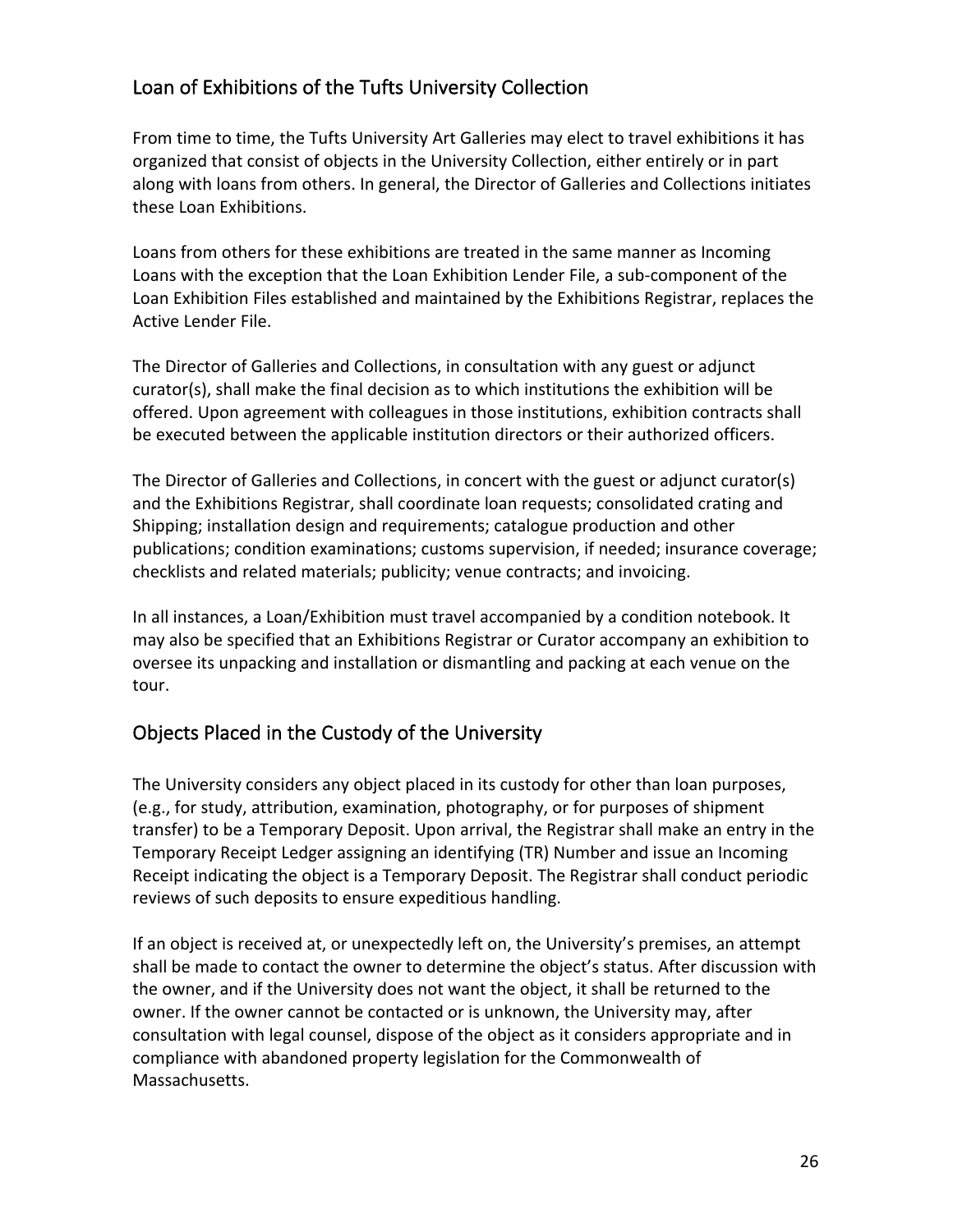## Loan of Exhibitions of the Tufts University Collection

From time to time, the Tufts University Art Galleries may elect to travel exhibitions it has organized that consist of objects in the University Collection, either entirely or in part along with loans from others. In general, the Director of Galleries and Collections initiates these Loan Exhibitions.

Loans from others for these exhibitions are treated in the same manner as Incoming Loans with the exception that the Loan Exhibition Lender File, a sub-component of the Loan Exhibition Files established and maintained by the Exhibitions Registrar, replaces the Active Lender File.

The Director of Galleries and Collections, in consultation with any guest or adjunct curator(s), shall make the final decision as to which institutions the exhibition will be offered. Upon agreement with colleagues in those institutions, exhibition contracts shall be executed between the applicable institution directors or their authorized officers.

The Director of Galleries and Collections, in concert with the guest or adjunct curator(s) and the Exhibitions Registrar, shall coordinate loan requests; consolidated crating and Shipping; installation design and requirements; catalogue production and other publications; condition examinations; customs supervision, if needed; insurance coverage; checklists and related materials; publicity; venue contracts; and invoicing.

In all instances, a Loan/Exhibition must travel accompanied by a condition notebook. It may also be specified that an Exhibitions Registrar or Curator accompany an exhibition to oversee its unpacking and installation or dismantling and packing at each venue on the tour.

## Objects Placed in the Custody of the University

The University considers any object placed in its custody for other than loan purposes, (e.g., for study, attribution, examination, photography, or for purposes of shipment transfer) to be a Temporary Deposit. Upon arrival, the Registrar shall make an entry in the Temporary Receipt Ledger assigning an identifying (TR) Number and issue an Incoming Receipt indicating the object is a Temporary Deposit. The Registrar shall conduct periodic reviews of such deposits to ensure expeditious handling.

If an object is received at, or unexpectedly left on, the University's premises, an attempt shall be made to contact the owner to determine the object's status. After discussion with the owner, and if the University does not want the object, it shall be returned to the owner. If the owner cannot be contacted or is unknown, the University may, after consultation with legal counsel, dispose of the object as it considers appropriate and in compliance with abandoned property legislation for the Commonwealth of Massachusetts.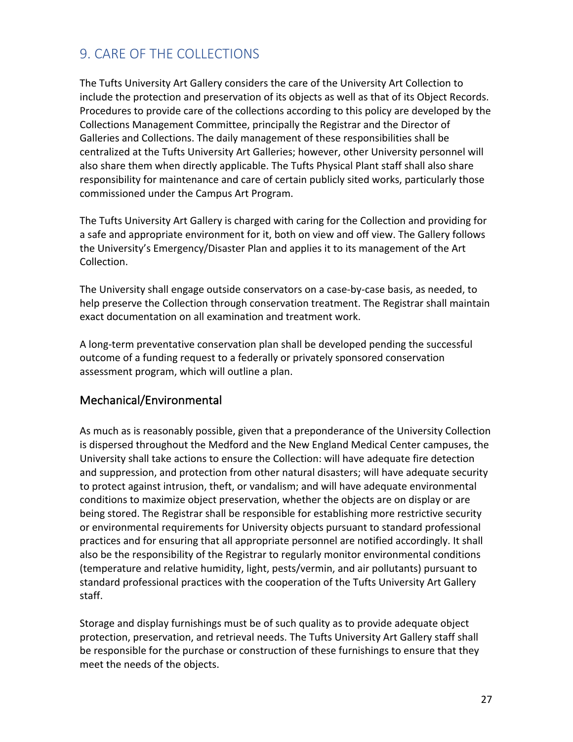## 9. CARE OF THE COLLECTIONS

The Tufts University Art Gallery considers the care of the University Art Collection to include the protection and preservation of its objects as well as that of its Object Records. Procedures to provide care of the collections according to this policy are developed by the Collections Management Committee, principally the Registrar and the Director of Galleries and Collections. The daily management of these responsibilities shall be centralized at the Tufts University Art Galleries; however, other University personnel will also share them when directly applicable. The Tufts Physical Plant staff shall also share responsibility for maintenance and care of certain publicly sited works, particularly those commissioned under the Campus Art Program.

The Tufts University Art Gallery is charged with caring for the Collection and providing for a safe and appropriate environment for it, both on view and off view. The Gallery follows the University's Emergency/Disaster Plan and applies it to its management of the Art Collection.

The University shall engage outside conservators on a case-by-case basis, as needed, to help preserve the Collection through conservation treatment. The Registrar shall maintain exact documentation on all examination and treatment work.

A long-term preventative conservation plan shall be developed pending the successful outcome of a funding request to a federally or privately sponsored conservation assessment program, which will outline a plan.

### Mechanical/Environmental

As much as is reasonably possible, given that a preponderance of the University Collection is dispersed throughout the Medford and the New England Medical Center campuses, the University shall take actions to ensure the Collection: will have adequate fire detection and suppression, and protection from other natural disasters; will have adequate security to protect against intrusion, theft, or vandalism; and will have adequate environmental conditions to maximize object preservation, whether the objects are on display or are being stored. The Registrar shall be responsible for establishing more restrictive security or environmental requirements for University objects pursuant to standard professional practices and for ensuring that all appropriate personnel are notified accordingly. It shall also be the responsibility of the Registrar to regularly monitor environmental conditions (temperature and relative humidity, light, pests/vermin, and air pollutants) pursuant to standard professional practices with the cooperation of the Tufts University Art Gallery staff.

Storage and display furnishings must be of such quality as to provide adequate object protection, preservation, and retrieval needs. The Tufts University Art Gallery staff shall be responsible for the purchase or construction of these furnishings to ensure that they meet the needs of the objects.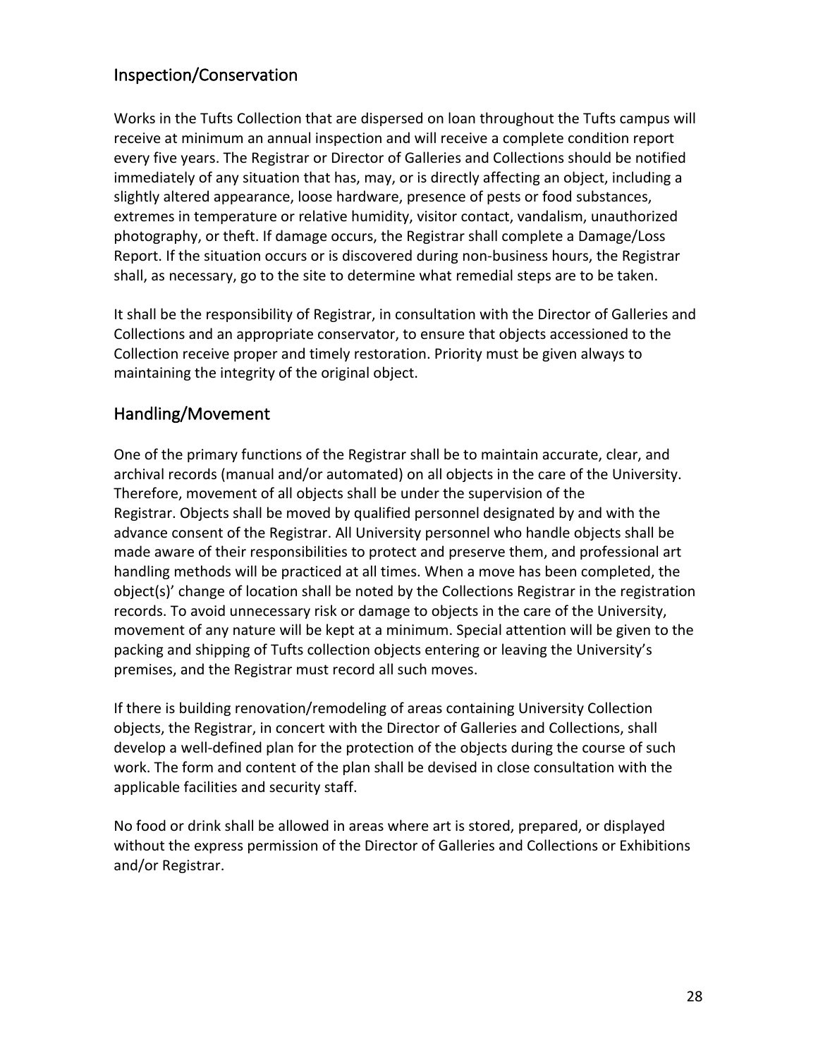## Inspection/Conservation

Works in the Tufts Collection that are dispersed on loan throughout the Tufts campus will receive at minimum an annual inspection and will receive a complete condition report every five years. The Registrar or Director of Galleries and Collections should be notified immediately of any situation that has, may, or is directly affecting an object, including a slightly altered appearance, loose hardware, presence of pests or food substances, extremes in temperature or relative humidity, visitor contact, vandalism, unauthorized photography, or theft. If damage occurs, the Registrar shall complete a Damage/Loss Report. If the situation occurs or is discovered during non-business hours, the Registrar shall, as necessary, go to the site to determine what remedial steps are to be taken.

It shall be the responsibility of Registrar, in consultation with the Director of Galleries and Collections and an appropriate conservator, to ensure that objects accessioned to the Collection receive proper and timely restoration. Priority must be given always to maintaining the integrity of the original object.

## Handling/Movement

One of the primary functions of the Registrar shall be to maintain accurate, clear, and archival records (manual and/or automated) on all objects in the care of the University. Therefore, movement of all objects shall be under the supervision of the Registrar. Objects shall be moved by qualified personnel designated by and with the advance consent of the Registrar. All University personnel who handle objects shall be made aware of their responsibilities to protect and preserve them, and professional art handling methods will be practiced at all times. When a move has been completed, the object(s)' change of location shall be noted by the Collections Registrar in the registration records. To avoid unnecessary risk or damage to objects in the care of the University, movement of any nature will be kept at a minimum. Special attention will be given to the packing and shipping of Tufts collection objects entering or leaving the University's premises, and the Registrar must record all such moves.

If there is building renovation/remodeling of areas containing University Collection objects, the Registrar, in concert with the Director of Galleries and Collections, shall develop a well-defined plan for the protection of the objects during the course of such work. The form and content of the plan shall be devised in close consultation with the applicable facilities and security staff.

No food or drink shall be allowed in areas where art is stored, prepared, or displayed without the express permission of the Director of Galleries and Collections or Exhibitions and/or Registrar.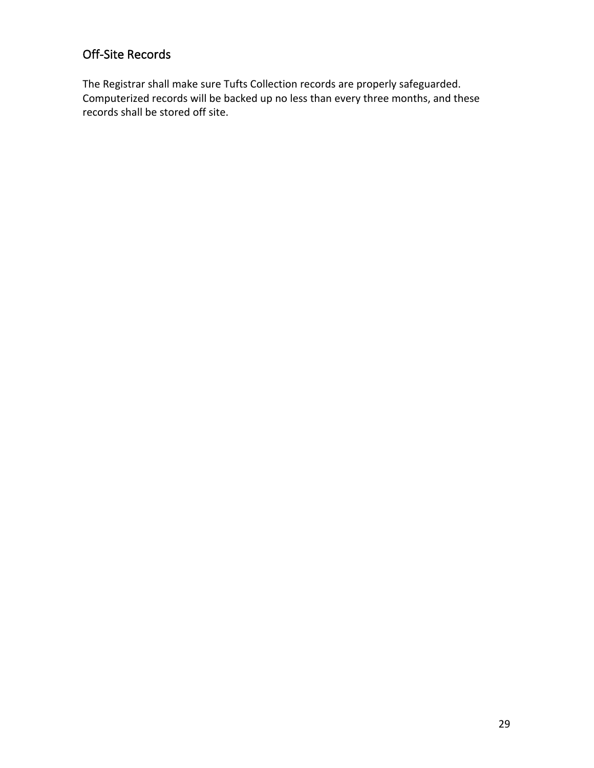## Off-Site Records

The Registrar shall make sure Tufts Collection records are properly safeguarded. Computerized records will be backed up no less than every three months, and these records shall be stored off site.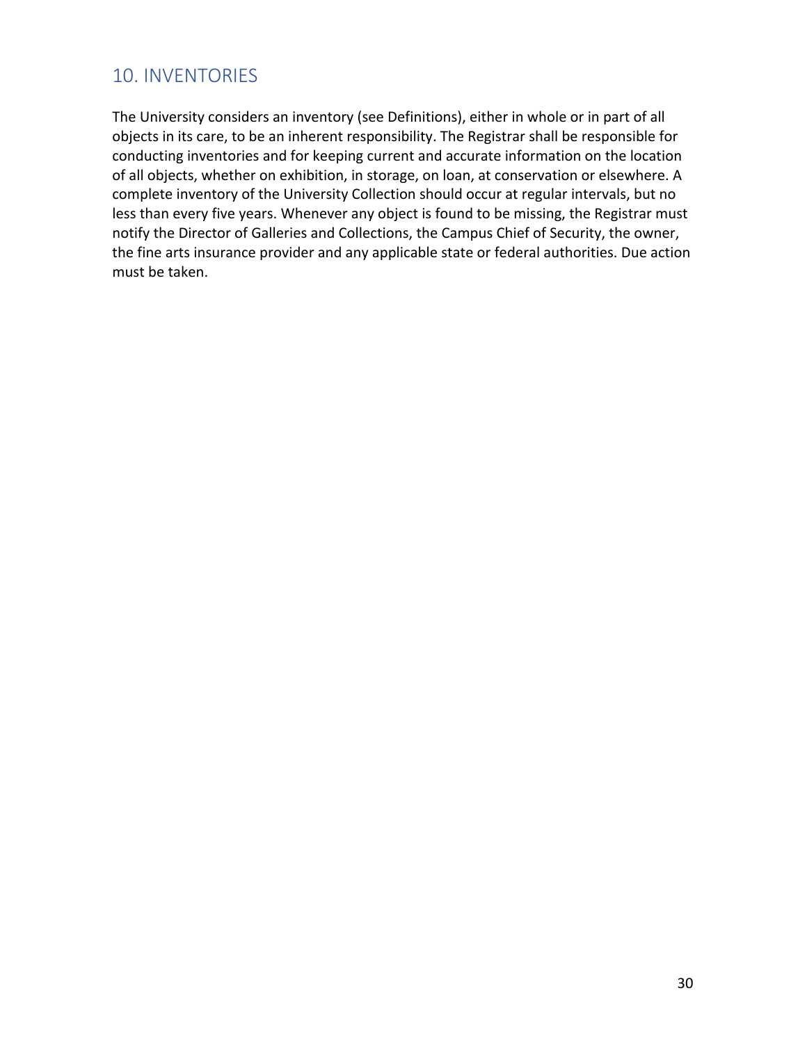## 10. INVENTORIES

The University considers an inventory (see Definitions), either in whole or in part of all objects in its care, to be an inherent responsibility. The Registrar shall be responsible for conducting inventories and for keeping current and accurate information on the location of all objects, whether on exhibition, in storage, on loan, at conservation or elsewhere. A complete inventory of the University Collection should occur at regular intervals, but no less than every five years. Whenever any object is found to be missing, the Registrar must notify the Director of Galleries and Collections, the Campus Chief of Security, the owner, the fine arts insurance provider and any applicable state or federal authorities. Due action must be taken.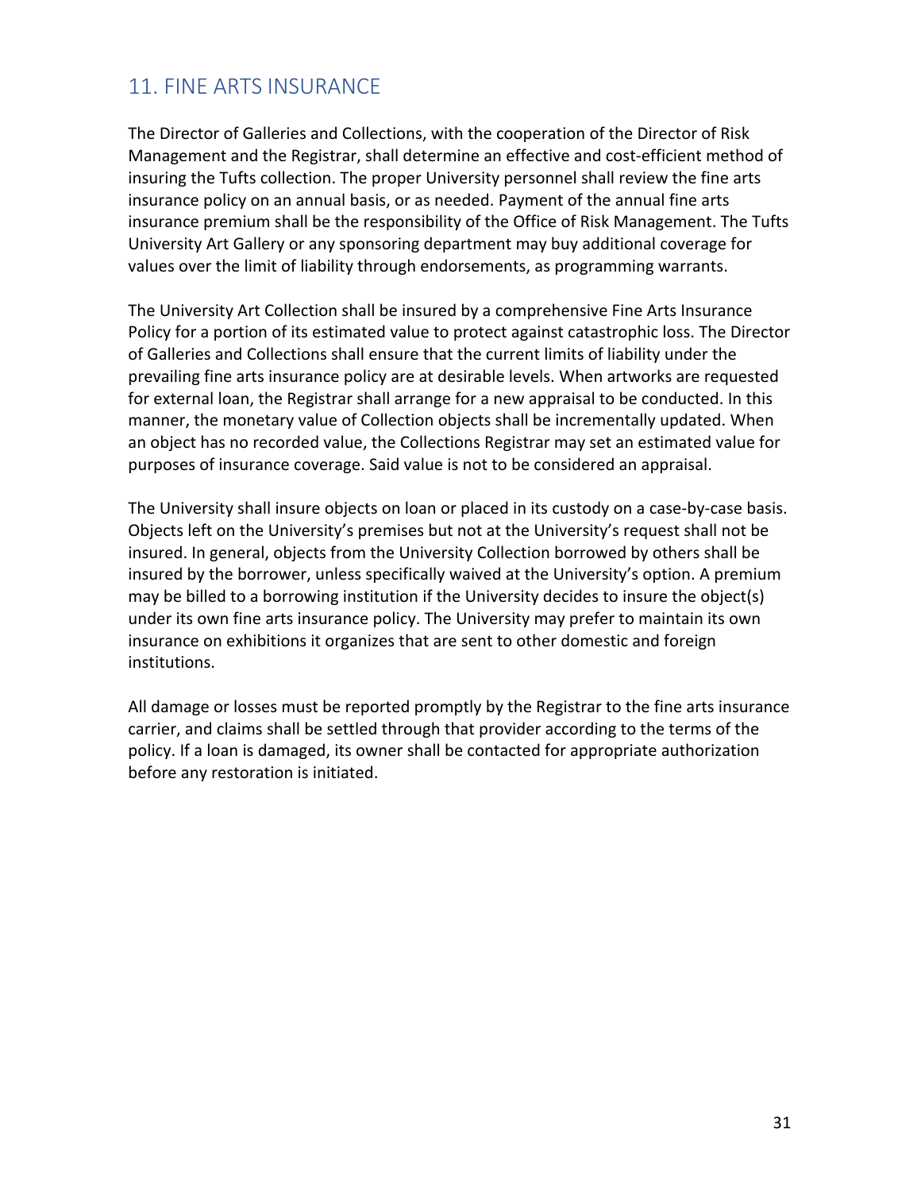## 11. FINE ARTS INSURANCE

The Director of Galleries and Collections, with the cooperation of the Director of Risk Management and the Registrar, shall determine an effective and cost-efficient method of insuring the Tufts collection. The proper University personnel shall review the fine arts insurance policy on an annual basis, or as needed. Payment of the annual fine arts insurance premium shall be the responsibility of the Office of Risk Management. The Tufts University Art Gallery or any sponsoring department may buy additional coverage for values over the limit of liability through endorsements, as programming warrants.

The University Art Collection shall be insured by a comprehensive Fine Arts Insurance Policy for a portion of its estimated value to protect against catastrophic loss. The Director of Galleries and Collections shall ensure that the current limits of liability under the prevailing fine arts insurance policy are at desirable levels. When artworks are requested for external loan, the Registrar shall arrange for a new appraisal to be conducted. In this manner, the monetary value of Collection objects shall be incrementally updated. When an object has no recorded value, the Collections Registrar may set an estimated value for purposes of insurance coverage. Said value is not to be considered an appraisal.

The University shall insure objects on loan or placed in its custody on a case-by-case basis. Objects left on the University's premises but not at the University's request shall not be insured. In general, objects from the University Collection borrowed by others shall be insured by the borrower, unless specifically waived at the University's option. A premium may be billed to a borrowing institution if the University decides to insure the object(s) under its own fine arts insurance policy. The University may prefer to maintain its own insurance on exhibitions it organizes that are sent to other domestic and foreign institutions.

All damage or losses must be reported promptly by the Registrar to the fine arts insurance carrier, and claims shall be settled through that provider according to the terms of the policy. If a loan is damaged, its owner shall be contacted for appropriate authorization before any restoration is initiated.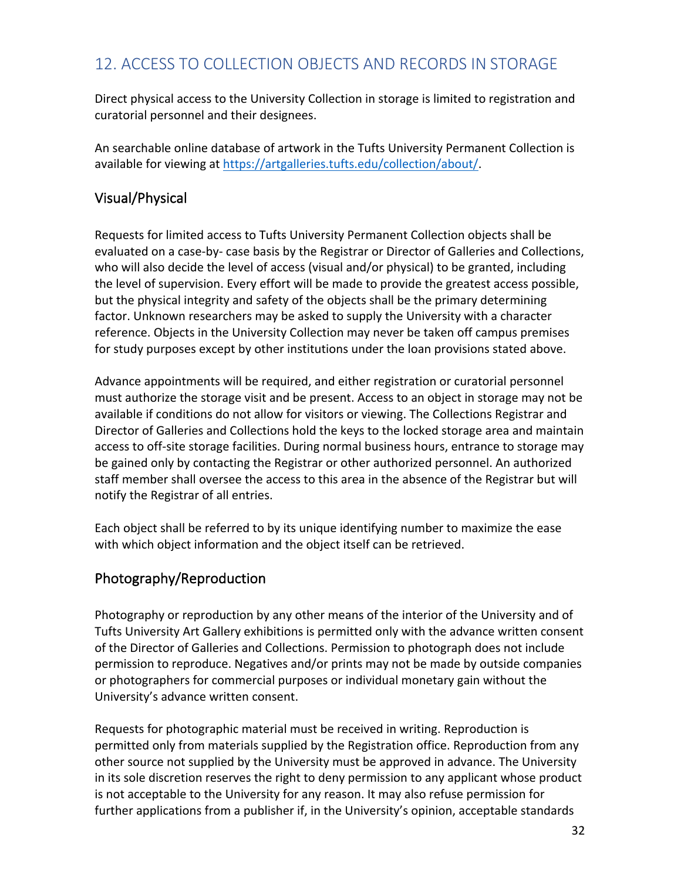## 12. ACCESS TO COLLECTION OBJECTS AND RECORDS IN STORAGE

Direct physical access to the University Collection in storage is limited to registration and curatorial personnel and their designees.

An searchable online database of artwork in the Tufts University Permanent Collection is available for viewing at [https://artgalleries.tufts.edu/collection/about/](https://artgalleries.tufts.edu/collection/about/).

### Visual/Physical

Requests for limited access to Tufts University Permanent Collection objects shall be evaluated on a case-by- case basis by the Registrar or Director of Galleries and Collections, who will also decide the level of access (visual and/or physical) to be granted, including the level of supervision. Every effort will be made to provide the greatest access possible, but the physical integrity and safety of the objects shall be the primary determining factor. Unknown researchers may be asked to supply the University with a character reference. Objects in the University Collection may never be taken off campus premises for study purposes except by other institutions under the loan provisions stated above.

Advance appointments will be required, and either registration or curatorial personnel must authorize the storage visit and be present. Access to an object in storage may not be available if conditions do not allow for visitors or viewing. The Collections Registrar and Director of Galleries and Collections hold the keys to the locked storage area and maintain access to off-site storage facilities. During normal business hours, entrance to storage may be gained only by contacting the Registrar or other authorized personnel. An authorized staff member shall oversee the access to this area in the absence of the Registrar but will notify the Registrar of all entries.

Each object shall be referred to by its unique identifying number to maximize the ease with which object information and the object itself can be retrieved.

### Photography/Reproduction

Photography or reproduction by any other means of the interior of the University and of Tufts University Art Gallery exhibitions is permitted only with the advance written consent of the Director of Galleries and Collections. Permission to photograph does not include permission to reproduce. Negatives and/or prints may not be made by outside companies or photographers for commercial purposes or individual monetary gain without the University's advance written consent.

Requests for photographic material must be received in writing. Reproduction is permitted only from materials supplied by the Registration office. Reproduction from any other source not supplied by the University must be approved in advance. The University in its sole discretion reserves the right to deny permission to any applicant whose product is not acceptable to the University for any reason. It may also refuse permission for further applications from a publisher if, in the University's opinion, acceptable standards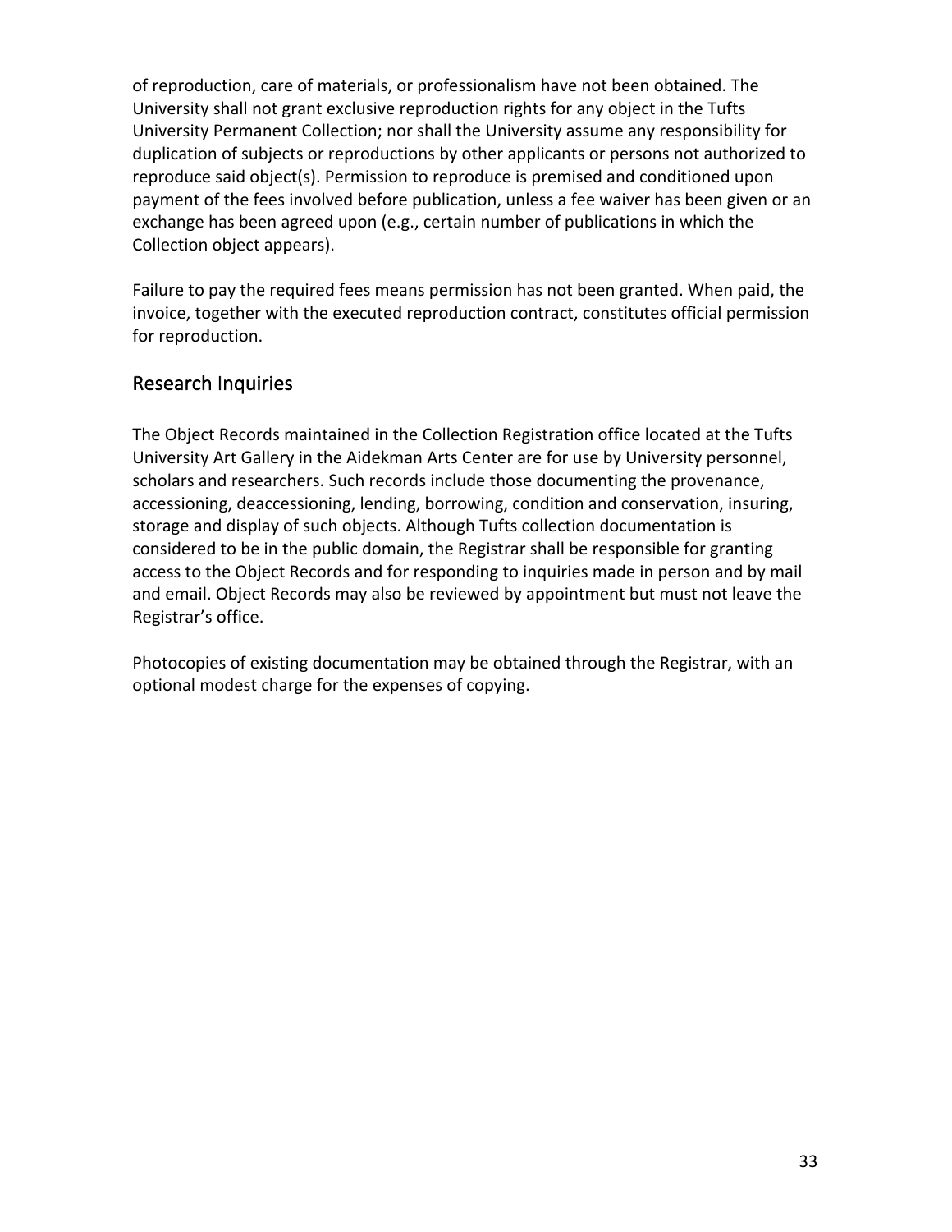of reproduction, care of materials, or professionalism have not been obtained. The University shall not grant exclusive reproduction rights for any object in the Tufts University Permanent Collection; nor shall the University assume any responsibility for duplication of subjects or reproductions by other applicants or persons not authorized to reproduce said object(s). Permission to reproduce is premised and conditioned upon payment of the fees involved before publication, unless a fee waiver has been given or an exchange has been agreed upon (e.g., certain number of publications in which the Collection object appears).

Failure to pay the required fees means permission has not been granted. When paid, the invoice, together with the executed reproduction contract, constitutes official permission for reproduction.

## Research Inquiries

The Object Records maintained in the Collection Registration office located at the Tufts University Art Gallery in the Aidekman Arts Center are for use by University personnel, scholars and researchers. Such records include those documenting the provenance, accessioning, deaccessioning, lending, borrowing, condition and conservation, insuring, storage and display of such objects. Although Tufts collection documentation is considered to be in the public domain, the Registrar shall be responsible for granting access to the Object Records and for responding to inquiries made in person and by mail and email. Object Records may also be reviewed by appointment but must not leave the Registrar's office.

Photocopies of existing documentation may be obtained through the Registrar, with an optional modest charge for the expenses of copying.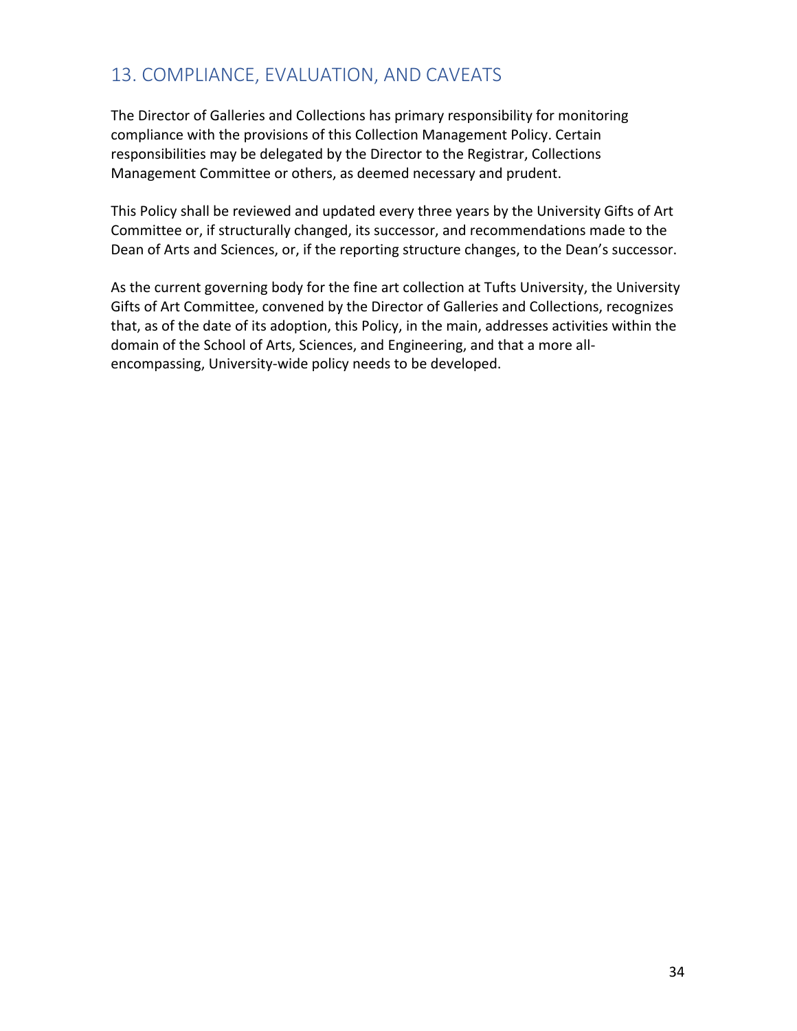## 13. COMPLIANCE, EVALUATION, AND CAVEATS

The Director of Galleries and Collections has primary responsibility for monitoring compliance with the provisions of this Collection Management Policy. Certain responsibilities may be delegated by the Director to the Registrar, Collections Management Committee or others, as deemed necessary and prudent.

This Policy shall be reviewed and updated every three years by the University Gifts of Art Committee or, if structurally changed, its successor, and recommendations made to the Dean of Arts and Sciences, or, if the reporting structure changes, to the Dean's successor.

As the current governing body for the fine art collection at Tufts University, the University Gifts of Art Committee, convened by the Director of Galleries and Collections, recognizes that, as of the date of its adoption, this Policy, in the main, addresses activities within the domain of the School of Arts, Sciences, and Engineering, and that a more all-encompassing, University-wide policy needs to be developed.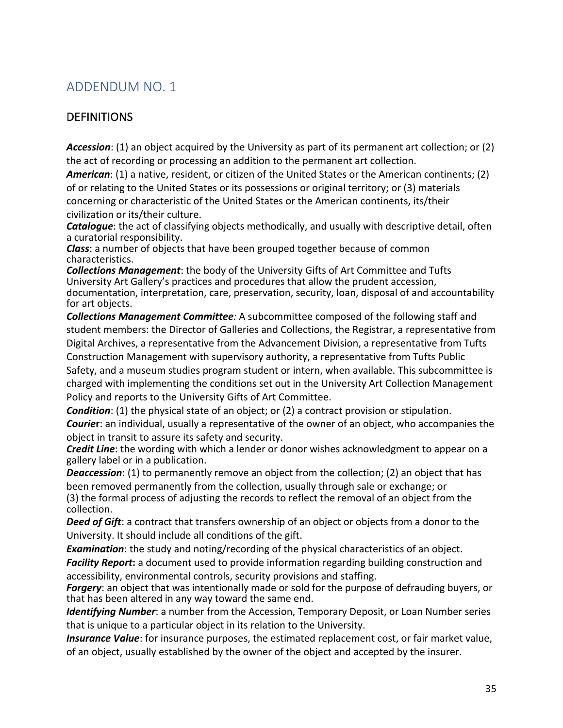# ADDENDUM NO. 1

## DEFINITIONS

***Accession***: (1) an object acquired by the University as part of its permanent art collection; or (2) the act of recording or processing an addition to the permanent art collection.

***American***: (1) a native, resident, or citizen of the United States or the American continents; (2) of or relating to the United States or its possessions or original territory; or (3) materials concerning or characteristic of the United States or the American continents, its/their civilization or its/their culture.

***Catalogue***: the act of classifying objects methodically, and usually with descriptive detail, often a curatorial responsibility.

***Class***: a number of objects that have been grouped together because of common characteristics.

***Collections Management***: the body of the University Gifts of Art Committee and Tufts University Art Gallery's practices and procedures that allow the prudent accession, documentation, interpretation, care, preservation, security, loan, disposal of and accountability for art objects.

***Collections Management Committee****:* A subcommittee composed of the following staff and student members: the Director of Galleries and Collections, the Registrar, a representative from Digital Archives, a representative from the Advancement Division, a representative from Tufts Construction Management with supervisory authority, a representative from Tufts Public Safety, and a museum studies program student or intern, when available. This subcommittee is charged with implementing the conditions set out in the University Art Collection Management Policy and reports to the University Gifts of Art Committee.

***Condition***: (1) the physical state of an object; or (2) a contract provision or stipulation.

***Courier***: an individual, usually a representative of the owner of an object, who accompanies the object in transit to assure its safety and security.

***Credit Line***: the wording with which a lender or donor wishes acknowledgment to appear on a gallery label or in a publication.

***Deaccession***: (1) to permanently remove an object from the collection; (2) an object that has been removed permanently from the collection, usually through sale or exchange; or (3) the formal process of adjusting the records to reflect the removal of an object from the collection.

***Deed of Gift***: a contract that transfers ownership of an object or objects from a donor to the University. It should include all conditions of the gift.

***Examination***: the study and noting/recording of the physical characteristics of an object.

***Facility Report*****:** a document used to provide information regarding building construction and accessibility, environmental controls, security provisions and staffing.

***Forgery***: an object that was intentionally made or sold for the purpose of defrauding buyers, or that has been altered in any way toward the same end.

***Identifying Number***: a number from the Accession, Temporary Deposit, or Loan Number series that is unique to a particular object in its relation to the University.

***Insurance Value***: for insurance purposes, the estimated replacement cost, or fair market value, of an object, usually established by the owner of the object and accepted by the insurer.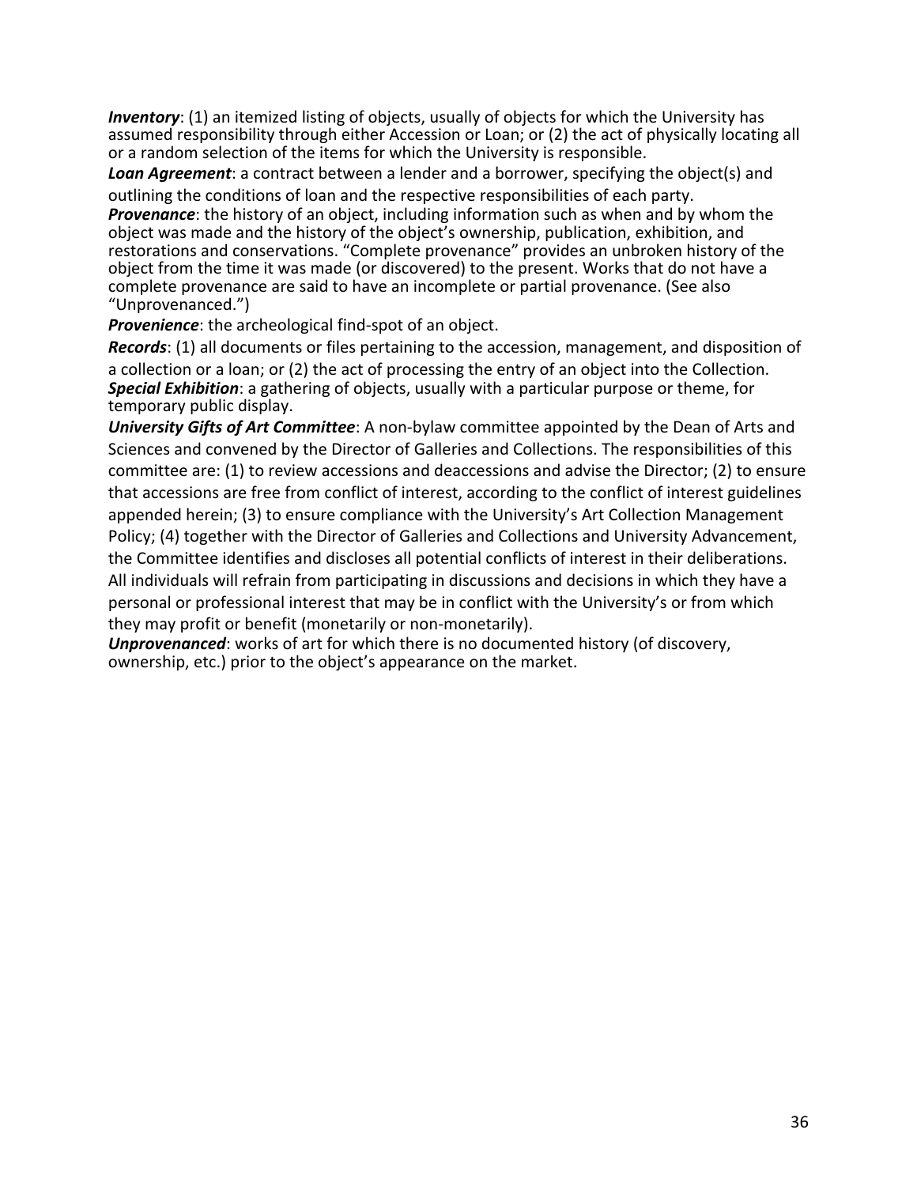***Inventory***: (1) an itemized listing of objects, usually of objects for which the University has assumed responsibility through either Accession or Loan; or (2) the act of physically locating all or a random selection of the items for which the University is responsible.

***Loan Agreement***: a contract between a lender and a borrower, specifying the object(s) and outlining the conditions of loan and the respective responsibilities of each party.

***Provenance***: the history of an object, including information such as when and by whom the object was made and the history of the object's ownership, publication, exhibition, and restorations and conservations. "Complete provenance" provides an unbroken history of the object from the time it was made (or discovered) to the present. Works that do not have a complete provenance are said to have an incomplete or partial provenance. (See also "Unprovenanced.")

***Provenience***: the archeological find-spot of an object.

***Records***: (1) all documents or files pertaining to the accession, management, and disposition of a collection or a loan; or (2) the act of processing the entry of an object into the Collection.

***Special Exhibition***: a gathering of objects, usually with a particular purpose or theme, for temporary public display.

***University Gifts of Art Committee***: A non-bylaw committee appointed by the Dean of Arts and Sciences and convened by the Director of Galleries and Collections. The responsibilities of this committee are: (1) to review accessions and deaccessions and advise the Director; (2) to ensure that accessions are free from conflict of interest, according to the conflict of interest guidelines appended herein; (3) to ensure compliance with the University's Art Collection Management Policy; (4) together with the Director of Galleries and Collections and University Advancement, the Committee identifies and discloses all potential conflicts of interest in their deliberations. All individuals will refrain from participating in discussions and decisions in which they have a personal or professional interest that may be in conflict with the University's or from which they may profit or benefit (monetarily or non-monetarily).

***Unprovenanced***: works of art for which there is no documented history (of discovery, ownership, etc.) prior to the object's appearance on the market.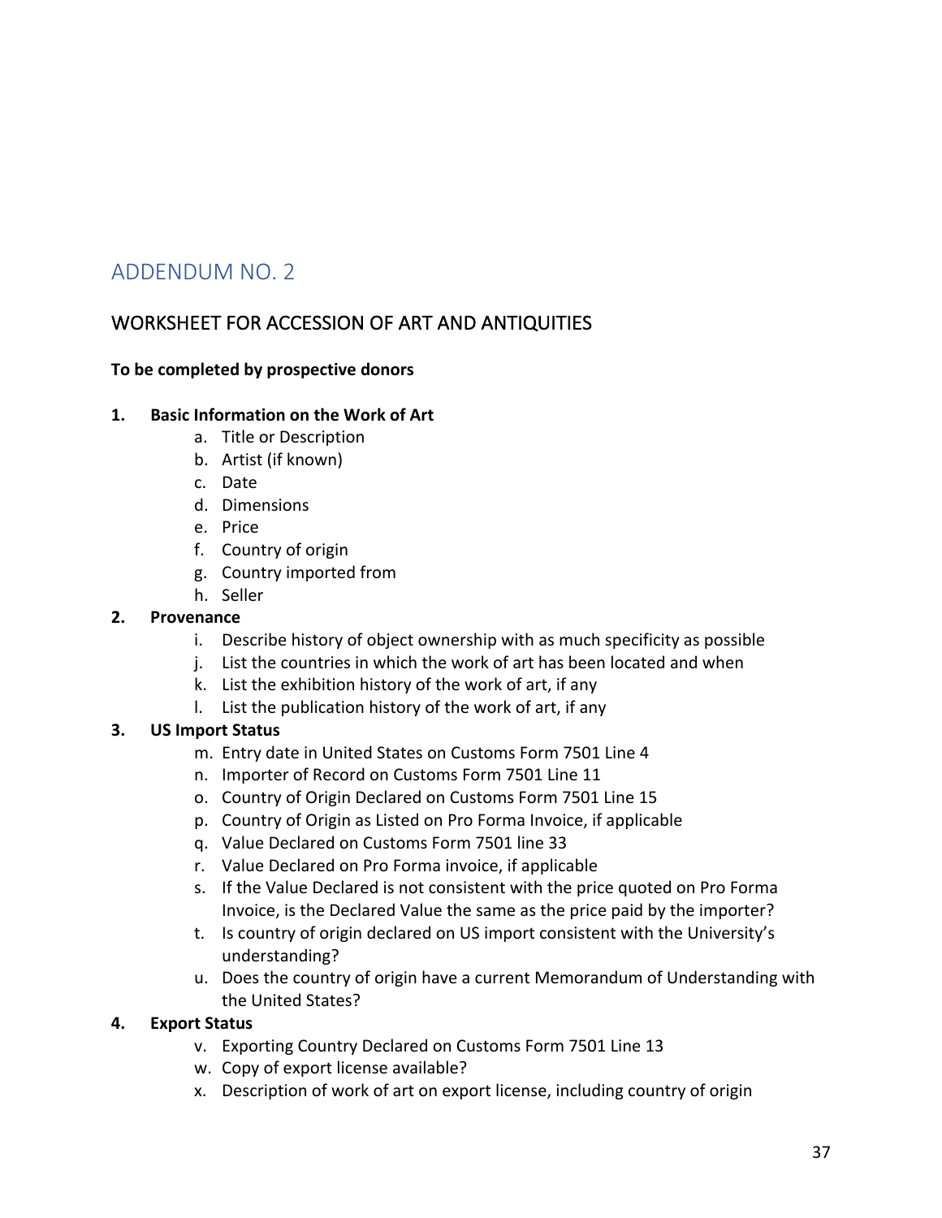# ADDENDUM NO. 2

## WORKSHEET FOR ACCESSION OF ART AND ANTIQUITIES

**To be completed by prospective donors**

1. **Basic Information on the Work of Art**
    a. Title or Description
    b. Artist (if known)
    c. Date
    d. Dimensions
    e. Price
    f. Country of origin
    g. Country imported from
    h. Seller
2. **Provenance**
    i. Describe history of object ownership with as much specificity as possible
    j. List the countries in which the work of art has been located and when
    k. List the exhibition history of the work of art, if any
    l. List the publication history of the work of art, if any
3. **US Import Status**
    m. Entry date in United States on Customs Form 7501 Line 4
    n. Importer of Record on Customs Form 7501 Line 11
    o. Country of Origin Declared on Customs Form 7501 Line 15
    p. Country of Origin as Listed on Pro Forma Invoice, if applicable
    q. Value Declared on Customs Form 7501 line 33
    r. Value Declared on Pro Forma invoice, if applicable
    s. If the Value Declared is not consistent with the price quoted on Pro Forma Invoice, is the Declared Value the same as the price paid by the importer?
    t. Is country of origin declared on US import consistent with the University's understanding?
    u. Does the country of origin have a current Memorandum of Understanding with the United States?
4. **Export Status**
    v. Exporting Country Declared on Customs Form 7501 Line 13
    w. Copy of export license available?
    x. Description of work of art on export license, including country of origin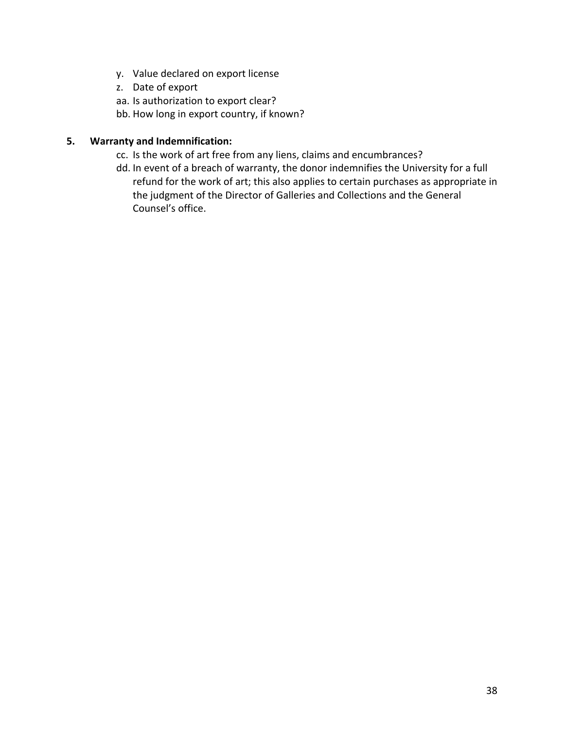y. Value declared on export license
z. Date of export
aa. Is authorization to export clear?
bb. How long in export country, if known?

**5. Warranty and Indemnification:**

cc. Is the work of art free from any liens, claims and encumbrances?
dd. In event of a breach of warranty, the donor indemnifies the University for a full refund for the work of art; this also applies to certain purchases as appropriate in the judgment of the Director of Galleries and Collections and the General Counsel's office.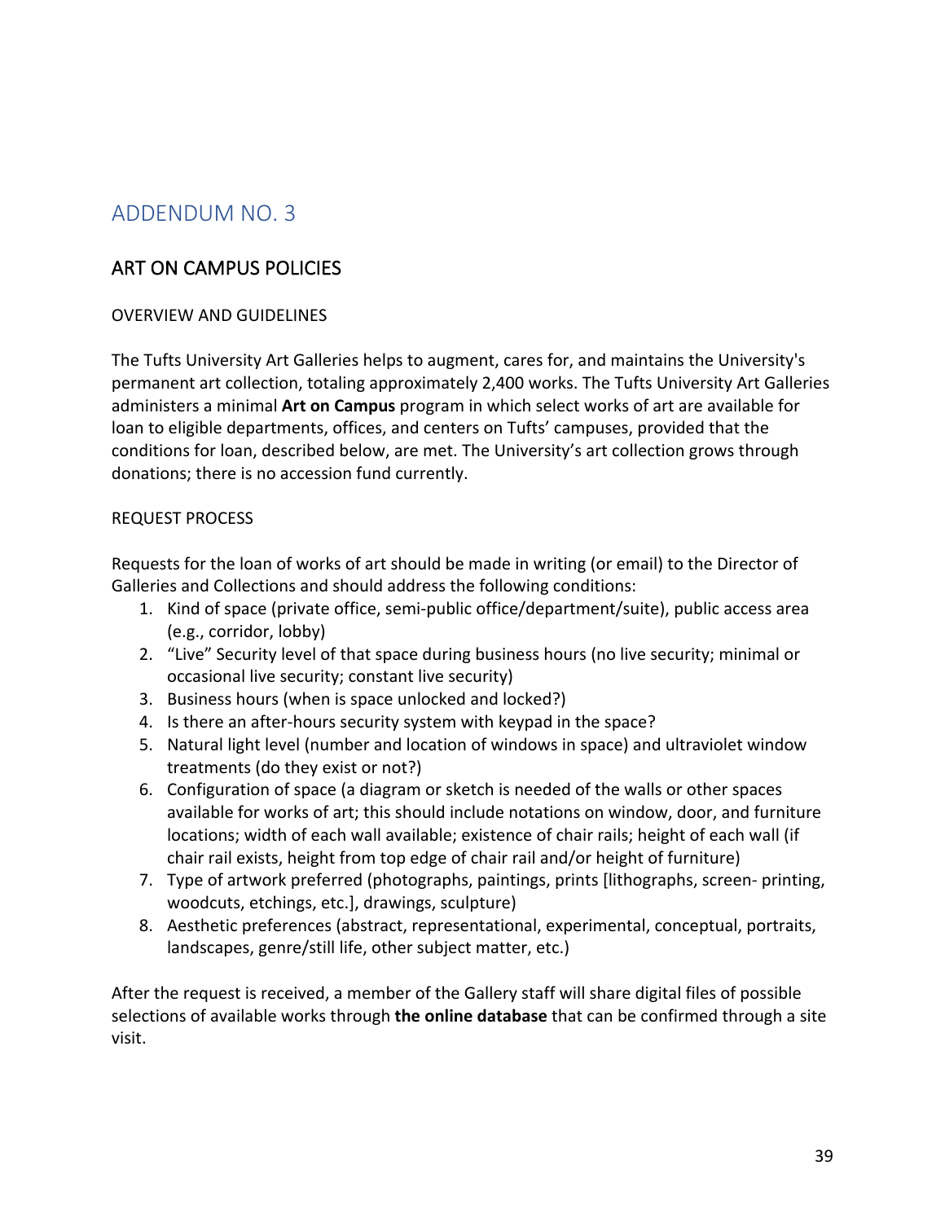# ADDENDUM NO. 3

## ART ON CAMPUS POLICIES

### OVERVIEW AND GUIDELINES

The Tufts University Art Galleries helps to augment, cares for, and maintains the University's permanent art collection, totaling approximately 2,400 works. The Tufts University Art Galleries administers a minimal **Art on Campus** program in which select works of art are available for loan to eligible departments, offices, and centers on Tufts' campuses, provided that the conditions for loan, described below, are met. The University's art collection grows through donations; there is no accession fund currently.

### REQUEST PROCESS

Requests for the loan of works of art should be made in writing (or email) to the Director of Galleries and Collections and should address the following conditions:

1. Kind of space (private office, semi-public office/department/suite), public access area (e.g., corridor, lobby)
2. "Live" Security level of that space during business hours (no live security; minimal or occasional live security; constant live security)
3. Business hours (when is space unlocked and locked?)
4. Is there an after-hours security system with keypad in the space?
5. Natural light level (number and location of windows in space) and ultraviolet window treatments (do they exist or not?)
6. Configuration of space (a diagram or sketch is needed of the walls or other spaces available for works of art; this should include notations on window, door, and furniture locations; width of each wall available; existence of chair rails; height of each wall (if chair rail exists, height from top edge of chair rail and/or height of furniture)
7. Type of artwork preferred (photographs, paintings, prints [lithographs, screen- printing, woodcuts, etchings, etc.], drawings, sculpture)
8. Aesthetic preferences (abstract, representational, experimental, conceptual, portraits, landscapes, genre/still life, other subject matter, etc.)

After the request is received, a member of the Gallery staff will share digital files of possible selections of available works through **the online database** that can be confirmed through a site visit.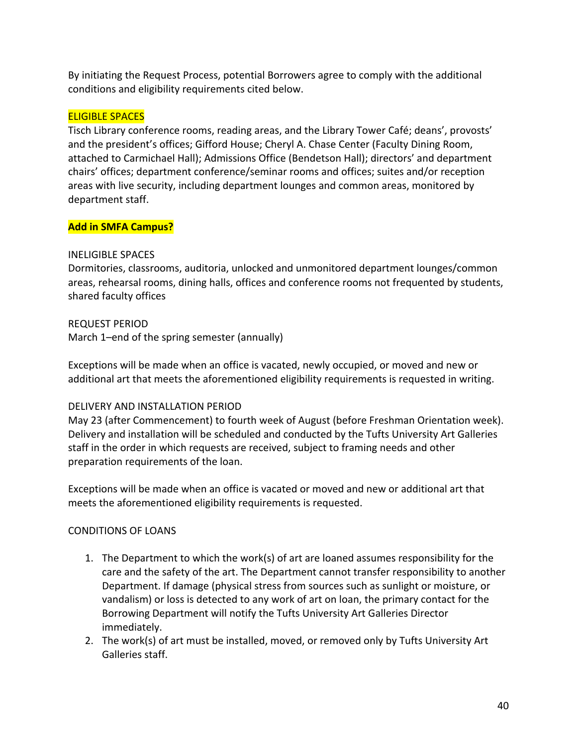By initiating the Request Process, potential Borrowers agree to comply with the additional conditions and eligibility requirements cited below.

ELIGIBLE SPACES

Tisch Library conference rooms, reading areas, and the Library Tower Café; deans', provosts' and the president's offices; Gifford House; Cheryl A. Chase Center (Faculty Dining Room, attached to Carmichael Hall); Admissions Office (Bendetson Hall); directors' and department chairs' offices; department conference/seminar rooms and offices; suites and/or reception areas with live security, including department lounges and common areas, monitored by department staff.

**Add in SMFA Campus?**

INELIGIBLE SPACES

Dormitories, classrooms, auditoria, unlocked and unmonitored department lounges/common areas, rehearsal rooms, dining halls, offices and conference rooms not frequented by students, shared faculty offices

REQUEST PERIOD

March 1–end of the spring semester (annually)

Exceptions will be made when an office is vacated, newly occupied, or moved and new or additional art that meets the aforementioned eligibility requirements is requested in writing.

DELIVERY AND INSTALLATION PERIOD

May 23 (after Commencement) to fourth week of August (before Freshman Orientation week). Delivery and installation will be scheduled and conducted by the Tufts University Art Galleries staff in the order in which requests are received, subject to framing needs and other preparation requirements of the loan.

Exceptions will be made when an office is vacated or moved and new or additional art that meets the aforementioned eligibility requirements is requested.

CONDITIONS OF LOANS

1. The Department to which the work(s) of art are loaned assumes responsibility for the care and the safety of the art. The Department cannot transfer responsibility to another Department. If damage (physical stress from sources such as sunlight or moisture, or vandalism) or loss is detected to any work of art on loan, the primary contact for the Borrowing Department will notify the Tufts University Art Galleries Director immediately.
2. The work(s) of art must be installed, moved, or removed only by Tufts University Art Galleries staff.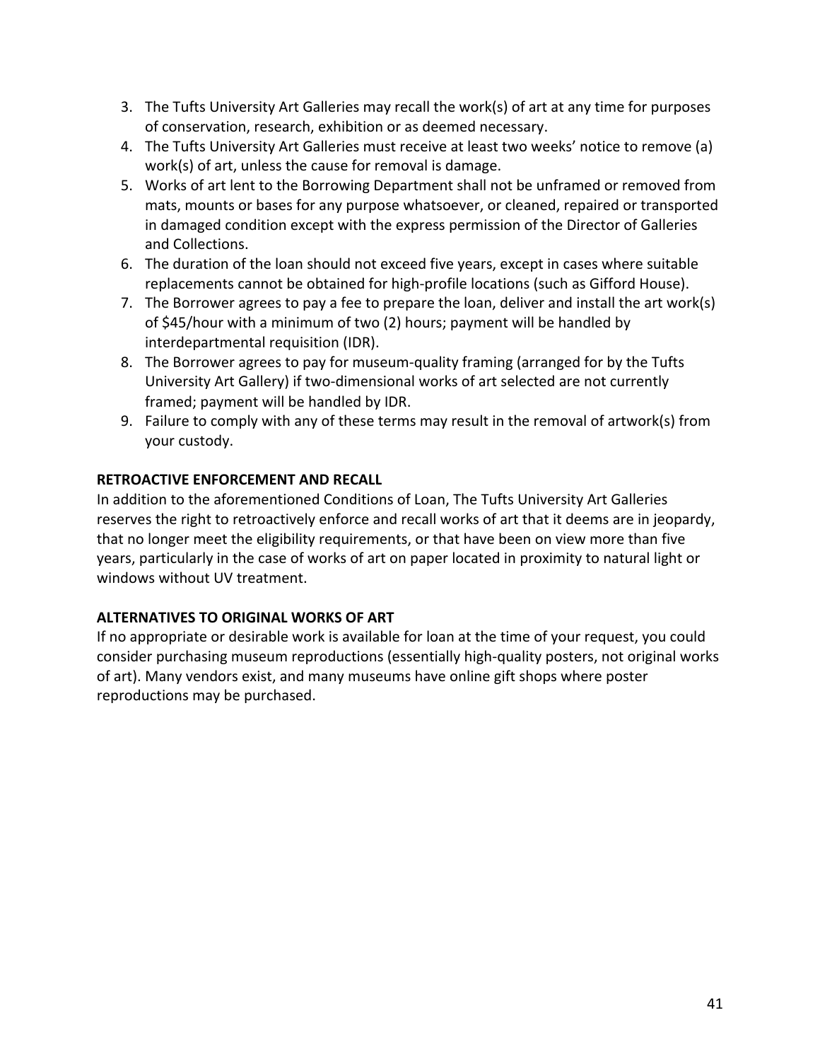3. The Tufts University Art Galleries may recall the work(s) of art at any time for purposes of conservation, research, exhibition or as deemed necessary.
4. The Tufts University Art Galleries must receive at least two weeks' notice to remove (a) work(s) of art, unless the cause for removal is damage.
5. Works of art lent to the Borrowing Department shall not be unframed or removed from mats, mounts or bases for any purpose whatsoever, or cleaned, repaired or transported in damaged condition except with the express permission of the Director of Galleries and Collections.
6. The duration of the loan should not exceed five years, except in cases where suitable replacements cannot be obtained for high-profile locations (such as Gifford House).
7. The Borrower agrees to pay a fee to prepare the loan, deliver and install the art work(s) of $45/hour with a minimum of two (2) hours; payment will be handled by interdepartmental requisition (IDR).
8. The Borrower agrees to pay for museum-quality framing (arranged for by the Tufts University Art Gallery) if two-dimensional works of art selected are not currently framed; payment will be handled by IDR.
9. Failure to comply with any of these terms may result in the removal of artwork(s) from your custody.

**RETROACTIVE ENFORCEMENT AND RECALL**

In addition to the aforementioned Conditions of Loan, The Tufts University Art Galleries reserves the right to retroactively enforce and recall works of art that it deems are in jeopardy, that no longer meet the eligibility requirements, or that have been on view more than five years, particularly in the case of works of art on paper located in proximity to natural light or windows without UV treatment.

**ALTERNATIVES TO ORIGINAL WORKS OF ART**

If no appropriate or desirable work is available for loan at the time of your request, you could consider purchasing museum reproductions (essentially high-quality posters, not original works of art). Many vendors exist, and many museums have online gift shops where poster reproductions may be purchased.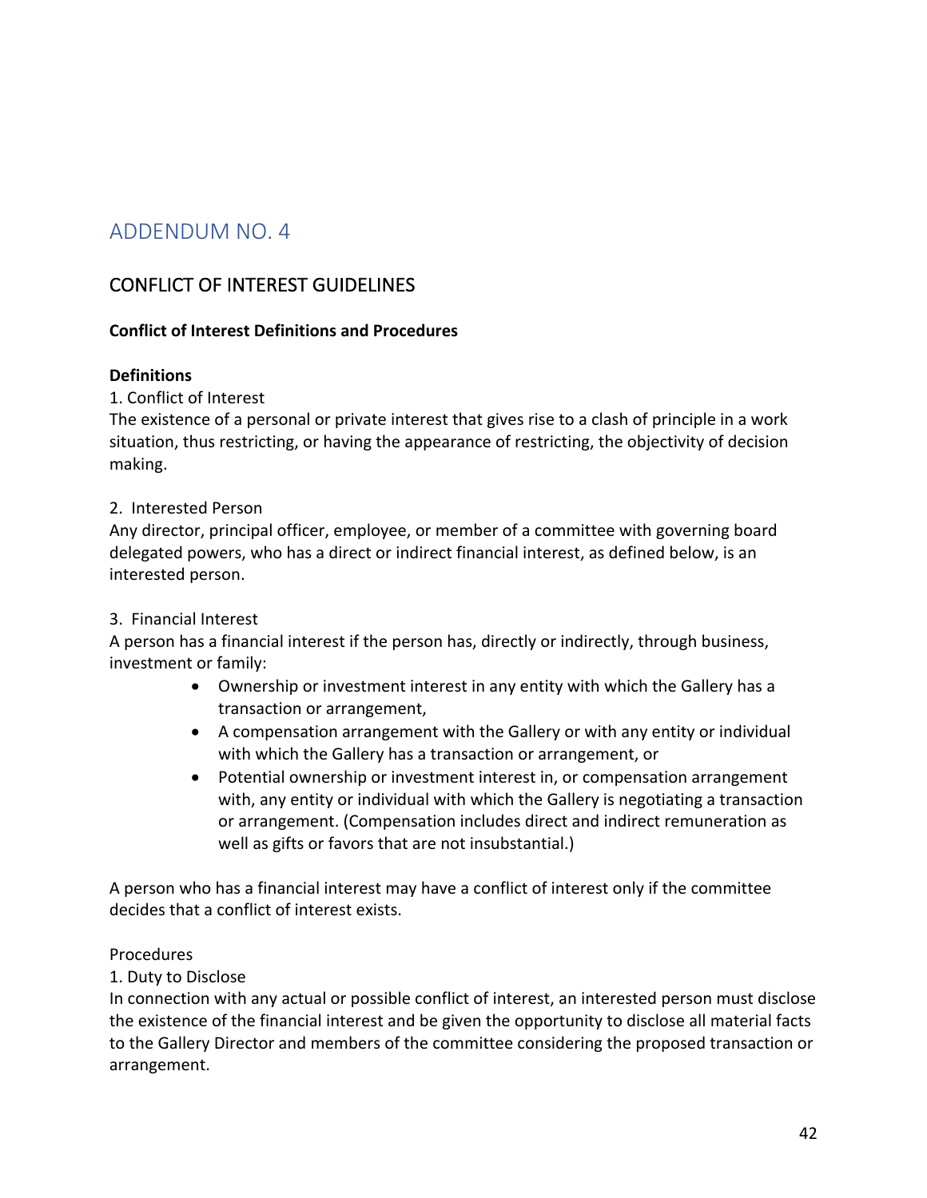# ADDENDUM NO. 4

## CONFLICT OF INTEREST GUIDELINES

**Conflict of Interest Definitions and Procedures**

**Definitions**

1. Conflict of Interest

The existence of a personal or private interest that gives rise to a clash of principle in a work situation, thus restricting, or having the appearance of restricting, the objectivity of decision making.

2. Interested Person

Any director, principal officer, employee, or member of a committee with governing board delegated powers, who has a direct or indirect financial interest, as defined below, is an interested person.

3. Financial Interest

A person has a financial interest if the person has, directly or indirectly, through business, investment or family:

- Ownership or investment interest in any entity with which the Gallery has a transaction or arrangement,
- A compensation arrangement with the Gallery or with any entity or individual with which the Gallery has a transaction or arrangement, or
- Potential ownership or investment interest in, or compensation arrangement with, any entity or individual with which the Gallery is negotiating a transaction or arrangement. (Compensation includes direct and indirect remuneration as well as gifts or favors that are not insubstantial.)

A person who has a financial interest may have a conflict of interest only if the committee decides that a conflict of interest exists.

Procedures

1. Duty to Disclose

In connection with any actual or possible conflict of interest, an interested person must disclose the existence of the financial interest and be given the opportunity to disclose all material facts to the Gallery Director and members of the committee considering the proposed transaction or arrangement.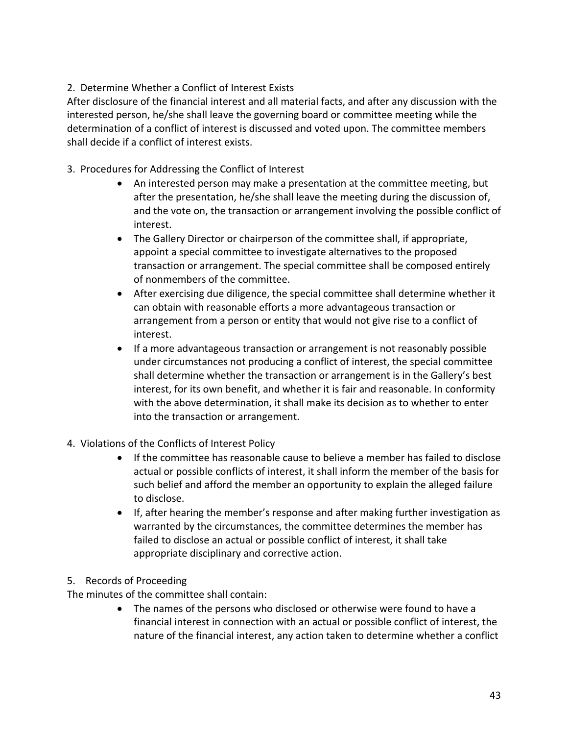2. Determine Whether a Conflict of Interest Exists

After disclosure of the financial interest and all material facts, and after any discussion with the interested person, he/she shall leave the governing board or committee meeting while the determination of a conflict of interest is discussed and voted upon. The committee members shall decide if a conflict of interest exists.

3. Procedures for Addressing the Conflict of Interest

- An interested person may make a presentation at the committee meeting, but after the presentation, he/she shall leave the meeting during the discussion of, and the vote on, the transaction or arrangement involving the possible conflict of interest.
- The Gallery Director or chairperson of the committee shall, if appropriate, appoint a special committee to investigate alternatives to the proposed transaction or arrangement. The special committee shall be composed entirely of nonmembers of the committee.
- After exercising due diligence, the special committee shall determine whether it can obtain with reasonable efforts a more advantageous transaction or arrangement from a person or entity that would not give rise to a conflict of interest.
- If a more advantageous transaction or arrangement is not reasonably possible under circumstances not producing a conflict of interest, the special committee shall determine whether the transaction or arrangement is in the Gallery's best interest, for its own benefit, and whether it is fair and reasonable. In conformity with the above determination, it shall make its decision as to whether to enter into the transaction or arrangement.

4. Violations of the Conflicts of Interest Policy

- If the committee has reasonable cause to believe a member has failed to disclose actual or possible conflicts of interest, it shall inform the member of the basis for such belief and afford the member an opportunity to explain the alleged failure to disclose.
- If, after hearing the member's response and after making further investigation as warranted by the circumstances, the committee determines the member has failed to disclose an actual or possible conflict of interest, it shall take appropriate disciplinary and corrective action.

5. Records of Proceeding

The minutes of the committee shall contain:

- The names of the persons who disclosed or otherwise were found to have a financial interest in connection with an actual or possible conflict of interest, the nature of the financial interest, any action taken to determine whether a conflict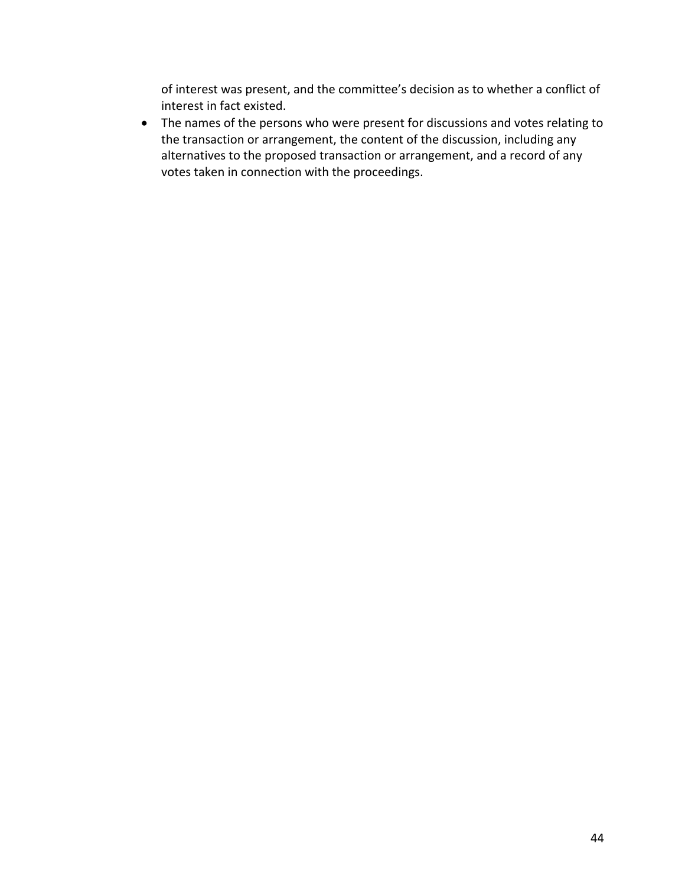of interest was present, and the committee's decision as to whether a conflict of interest in fact existed.

- The names of the persons who were present for discussions and votes relating to the transaction or arrangement, the content of the discussion, including any alternatives to the proposed transaction or arrangement, and a record of any votes taken in connection with the proceedings.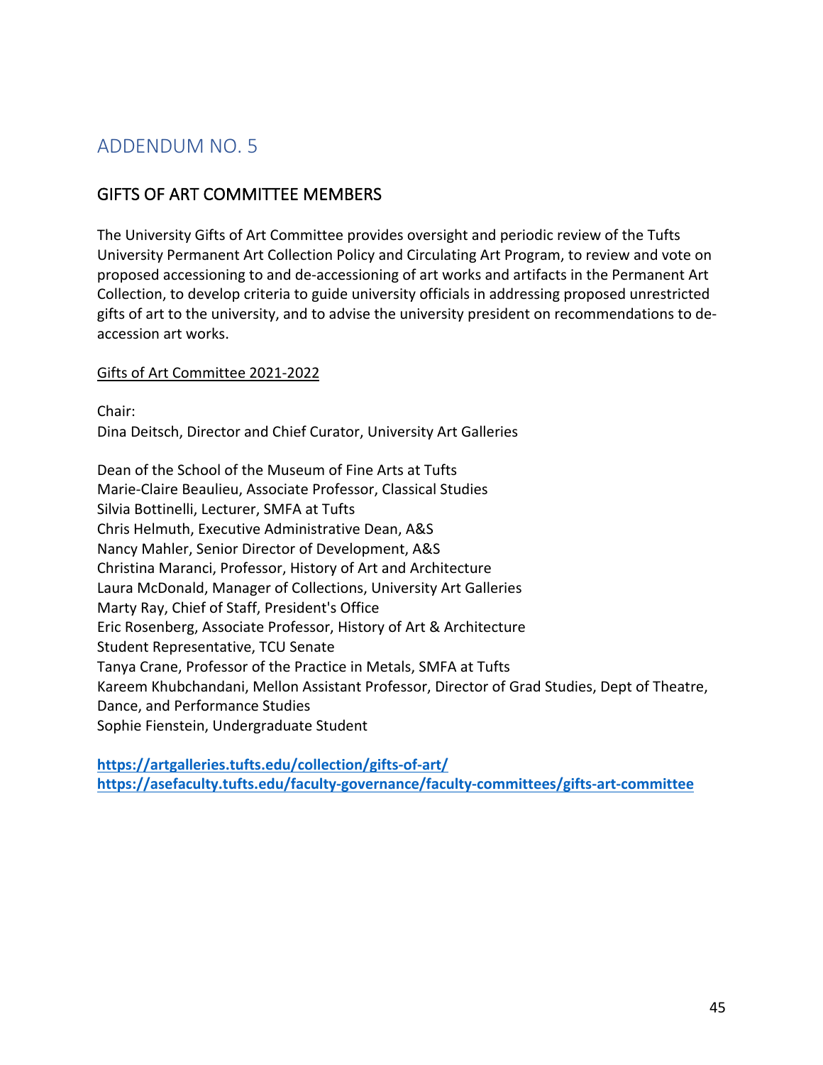# ADDENDUM NO. 5

## GIFTS OF ART COMMITTEE MEMBERS

The University Gifts of Art Committee provides oversight and periodic review of the Tufts University Permanent Art Collection Policy and Circulating Art Program, to review and vote on proposed accessioning to and de-accessioning of art works and artifacts in the Permanent Art Collection, to develop criteria to guide university officials in addressing proposed unrestricted gifts of art to the university, and to advise the university president on recommendations to de-accession art works.

Gifts of Art Committee 2021-2022

Chair:
Dina Deitsch, Director and Chief Curator, University Art Galleries

Dean of the School of the Museum of Fine Arts at Tufts
Marie-Claire Beaulieu, Associate Professor, Classical Studies
Silvia Bottinelli, Lecturer, SMFA at Tufts
Chris Helmuth, Executive Administrative Dean, A&S
Nancy Mahler, Senior Director of Development, A&S
Christina Maranci, Professor, History of Art and Architecture
Laura McDonald, Manager of Collections, University Art Galleries
Marty Ray, Chief of Staff, President's Office
Eric Rosenberg, Associate Professor, History of Art & Architecture
Student Representative, TCU Senate
Tanya Crane, Professor of the Practice in Metals, SMFA at Tufts
Kareem Khubchandani, Mellon Assistant Professor, Director of Grad Studies, Dept of Theatre, Dance, and Performance Studies
Sophie Fienstein, Undergraduate Student

**https://artgalleries.tufts.edu/collection/gifts-of-art/**
**https://asefaculty.tufts.edu/faculty-governance/faculty-committees/gifts-art-committee**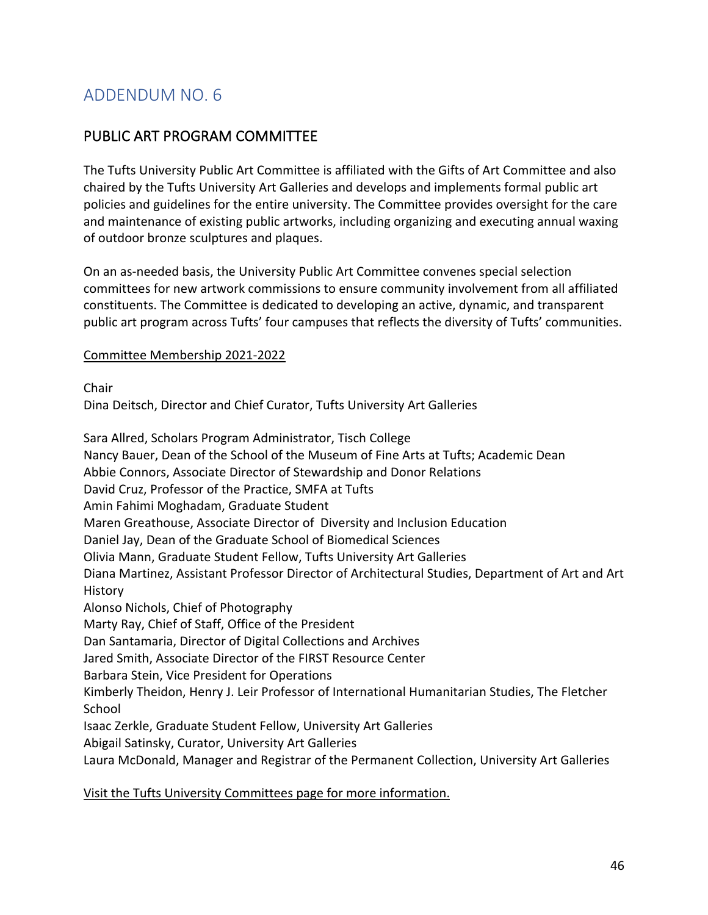# ADDENDUM NO. 6

## PUBLIC ART PROGRAM COMMITTEE

The Tufts University Public Art Committee is affiliated with the Gifts of Art Committee and also chaired by the Tufts University Art Galleries and develops and implements formal public art policies and guidelines for the entire university. The Committee provides oversight for the care and maintenance of existing public artworks, including organizing and executing annual waxing of outdoor bronze sculptures and plaques.

On an as-needed basis, the University Public Art Committee convenes special selection committees for new artwork commissions to ensure community involvement from all affiliated constituents. The Committee is dedicated to developing an active, dynamic, and transparent public art program across Tufts' four campuses that reflects the diversity of Tufts' communities.

Committee Membership 2021-2022

Chair
Dina Deitsch, Director and Chief Curator, Tufts University Art Galleries

Sara Allred, Scholars Program Administrator, Tisch College
Nancy Bauer, Dean of the School of the Museum of Fine Arts at Tufts; Academic Dean
Abbie Connors, Associate Director of Stewardship and Donor Relations
David Cruz, Professor of the Practice, SMFA at Tufts
Amin Fahimi Moghadam, Graduate Student
Maren Greathouse, Associate Director of Diversity and Inclusion Education
Daniel Jay, Dean of the Graduate School of Biomedical Sciences
Olivia Mann, Graduate Student Fellow, Tufts University Art Galleries
Diana Martinez, Assistant Professor Director of Architectural Studies, Department of Art and Art History
Alonso Nichols, Chief of Photography
Marty Ray, Chief of Staff, Office of the President
Dan Santamaria, Director of Digital Collections and Archives
Jared Smith, Associate Director of the FIRST Resource Center
Barbara Stein, Vice President for Operations
Kimberly Theidon, Henry J. Leir Professor of International Humanitarian Studies, The Fletcher School
Isaac Zerkle, Graduate Student Fellow, University Art Galleries
Abigail Satinsky, Curator, University Art Galleries
Laura McDonald, Manager and Registrar of the Permanent Collection, University Art Galleries

Visit the Tufts University Committees page for more information.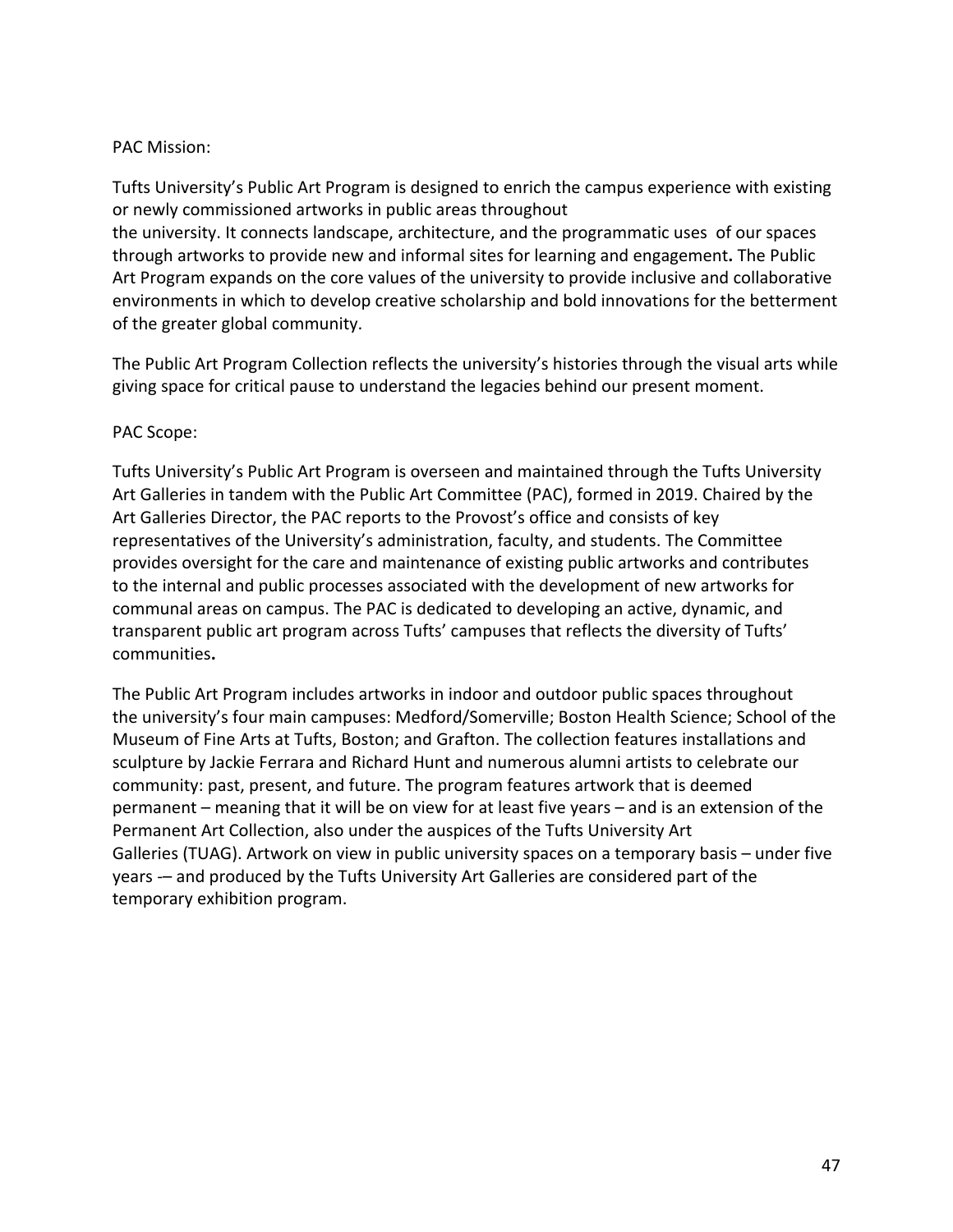PAC Mission:

Tufts University's Public Art Program is designed to enrich the campus experience with existing or newly commissioned artworks in public areas throughout the university. It connects landscape, architecture, and the programmatic uses of our spaces through artworks to provide new and informal sites for learning and engagement**.** The Public Art Program expands on the core values of the university to provide inclusive and collaborative environments in which to develop creative scholarship and bold innovations for the betterment of the greater global community.

The Public Art Program Collection reflects the university's histories through the visual arts while giving space for critical pause to understand the legacies behind our present moment.

PAC Scope:

Tufts University's Public Art Program is overseen and maintained through the Tufts University Art Galleries in tandem with the Public Art Committee (PAC), formed in 2019. Chaired by the Art Galleries Director, the PAC reports to the Provost's office and consists of key representatives of the University's administration, faculty, and students. The Committee provides oversight for the care and maintenance of existing public artworks and contributes to the internal and public processes associated with the development of new artworks for communal areas on campus. The PAC is dedicated to developing an active, dynamic, and transparent public art program across Tufts' campuses that reflects the diversity of Tufts' communities**.**

The Public Art Program includes artworks in indoor and outdoor public spaces throughout the university's four main campuses: Medford/Somerville; Boston Health Science; School of the Museum of Fine Arts at Tufts, Boston; and Grafton. The collection features installations and sculpture by Jackie Ferrara and Richard Hunt and numerous alumni artists to celebrate our community: past, present, and future. The program features artwork that is deemed permanent – meaning that it will be on view for at least five years – and is an extension of the Permanent Art Collection, also under the auspices of the Tufts University Art Galleries (TUAG). Artwork on view in public university spaces on a temporary basis – under five years -– and produced by the Tufts University Art Galleries are considered part of the temporary exhibition program.